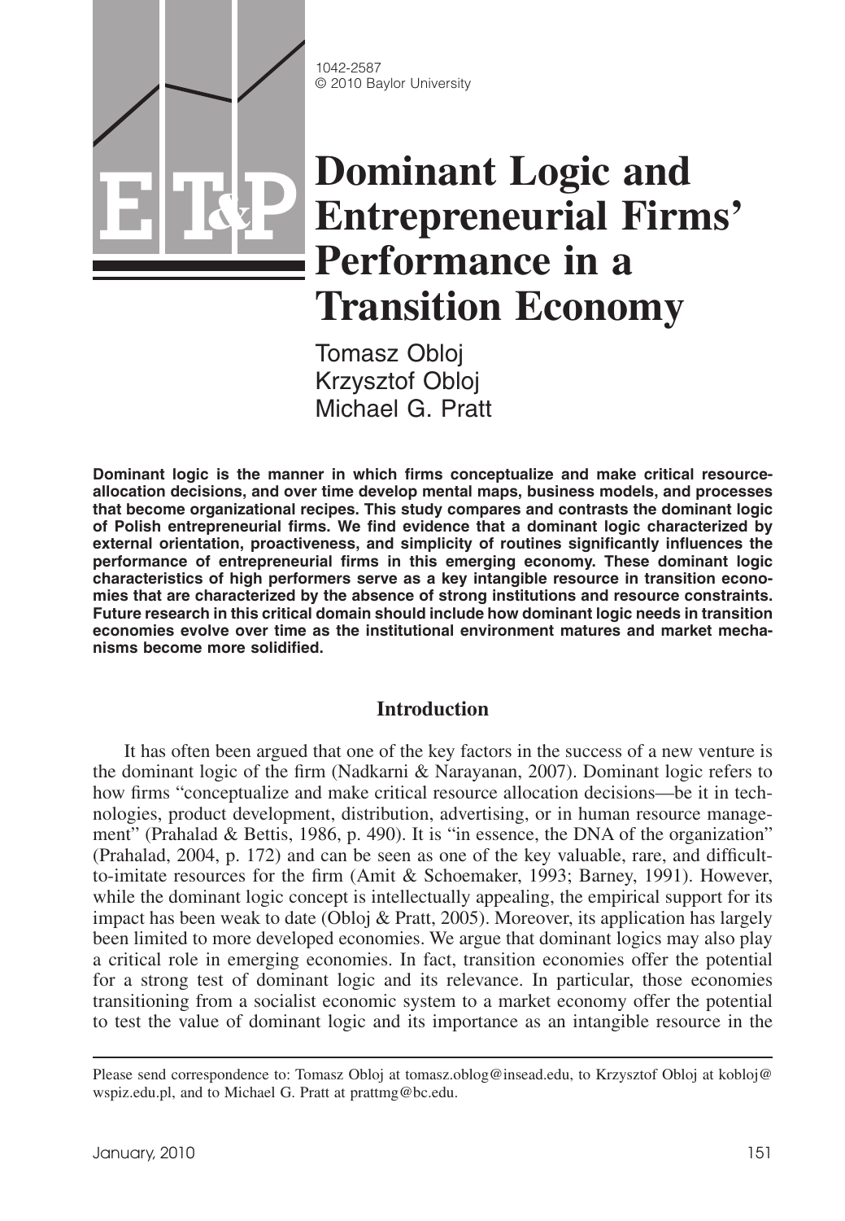1042-2587
© 2010 Baylor University

# Dominant Logic and Entrepreneurial Firms' Performance in a Transition Economy

Tomasz Obloj
Krzysztof Obloj
Michael G. Pratt

**Dominant logic is the manner in which firms conceptualize and make critical resource-allocation decisions, and over time develop mental maps, business models, and processes that become organizational recipes. This study compares and contrasts the dominant logic of Polish entrepreneurial firms. We find evidence that a dominant logic characterized by external orientation, proactiveness, and simplicity of routines significantly influences the performance of entrepreneurial firms in this emerging economy. These dominant logic characteristics of high performers serve as a key intangible resource in transition economies that are characterized by the absence of strong institutions and resource constraints. Future research in this critical domain should include how dominant logic needs in transition economies evolve over time as the institutional environment matures and market mechanisms become more solidified.**

## Introduction

It has often been argued that one of the key factors in the success of a new venture is the dominant logic of the firm (Nadkarni & Narayanan, 2007). Dominant logic refers to how firms "conceptualize and make critical resource allocation decisions—be it in technologies, product development, distribution, advertising, or in human resource management" (Prahalad & Bettis, 1986, p. 490). It is "in essence, the DNA of the organization" (Prahalad, 2004, p. 172) and can be seen as one of the key valuable, rare, and difficult-to-imitate resources for the firm (Amit & Schoemaker, 1993; Barney, 1991). However, while the dominant logic concept is intellectually appealing, the empirical support for its impact has been weak to date (Obloj & Pratt, 2005). Moreover, its application has largely been limited to more developed economies. We argue that dominant logics may also play a critical role in emerging economies. In fact, transition economies offer the potential for a strong test of dominant logic and its relevance. In particular, those economies transitioning from a socialist economic system to a market economy offer the potential to test the value of dominant logic and its importance as an intangible resource in the

Please send correspondence to: Tomasz Obloj at tomasz.oblog@insead.edu, to Krzysztof Obloj at kobloj@wspiz.edu.pl, and to Michael G. Pratt at prattmg@bc.edu.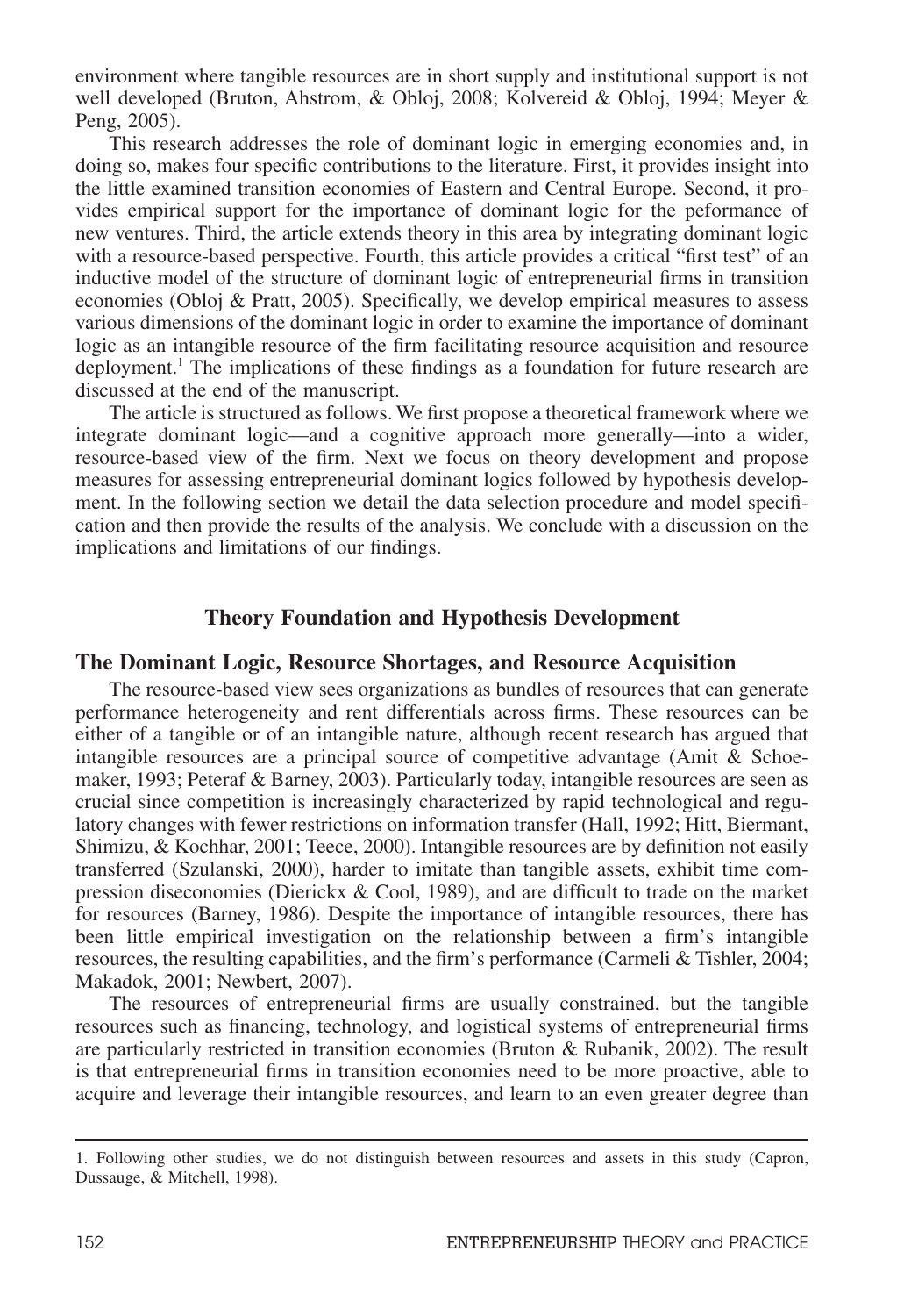environment where tangible resources are in short supply and institutional support is not well developed (Bruton, Ahstrom, & Obloj, 2008; Kolvereid & Obloj, 1994; Meyer & Peng, 2005).

This research addresses the role of dominant logic in emerging economies and, in doing so, makes four specific contributions to the literature. First, it provides insight into the little examined transition economies of Eastern and Central Europe. Second, it provides empirical support for the importance of dominant logic for the peformance of new ventures. Third, the article extends theory in this area by integrating dominant logic with a resource-based perspective. Fourth, this article provides a critical "first test" of an inductive model of the structure of dominant logic of entrepreneurial firms in transition economies (Obloj & Pratt, 2005). Specifically, we develop empirical measures to assess various dimensions of the dominant logic in order to examine the importance of dominant logic as an intangible resource of the firm facilitating resource acquisition and resource deployment.[1] The implications of these findings as a foundation for future research are discussed at the end of the manuscript.

The article is structured as follows. We first propose a theoretical framework where we integrate dominant logic—and a cognitive approach more generally—into a wider, resource-based view of the firm. Next we focus on theory development and propose measures for assessing entrepreneurial dominant logics followed by hypothesis development. In the following section we detail the data selection procedure and model specification and then provide the results of the analysis. We conclude with a discussion on the implications and limitations of our findings.

## Theory Foundation and Hypothesis Development

### The Dominant Logic, Resource Shortages, and Resource Acquisition

The resource-based view sees organizations as bundles of resources that can generate performance heterogeneity and rent differentials across firms. These resources can be either of a tangible or of an intangible nature, although recent research has argued that intangible resources are a principal source of competitive advantage (Amit & Schoemaker, 1993; Peteraf & Barney, 2003). Particularly today, intangible resources are seen as crucial since competition is increasingly characterized by rapid technological and regulatory changes with fewer restrictions on information transfer (Hall, 1992; Hitt, Biermant, Shimizu, & Kochhar, 2001; Teece, 2000). Intangible resources are by definition not easily transferred (Szulanski, 2000), harder to imitate than tangible assets, exhibit time compression diseconomies (Dierickx & Cool, 1989), and are difficult to trade on the market for resources (Barney, 1986). Despite the importance of intangible resources, there has been little empirical investigation on the relationship between a firm's intangible resources, the resulting capabilities, and the firm's performance (Carmeli & Tishler, 2004; Makadok, 2001; Newbert, 2007).

The resources of entrepreneurial firms are usually constrained, but the tangible resources such as financing, technology, and logistical systems of entrepreneurial firms are particularly restricted in transition economies (Bruton & Rubanik, 2002). The result is that entrepreneurial firms in transition economies need to be more proactive, able to acquire and leverage their intangible resources, and learn to an even greater degree than

1. Following other studies, we do not distinguish between resources and assets in this study (Capron, Dussauge, & Mitchell, 1998).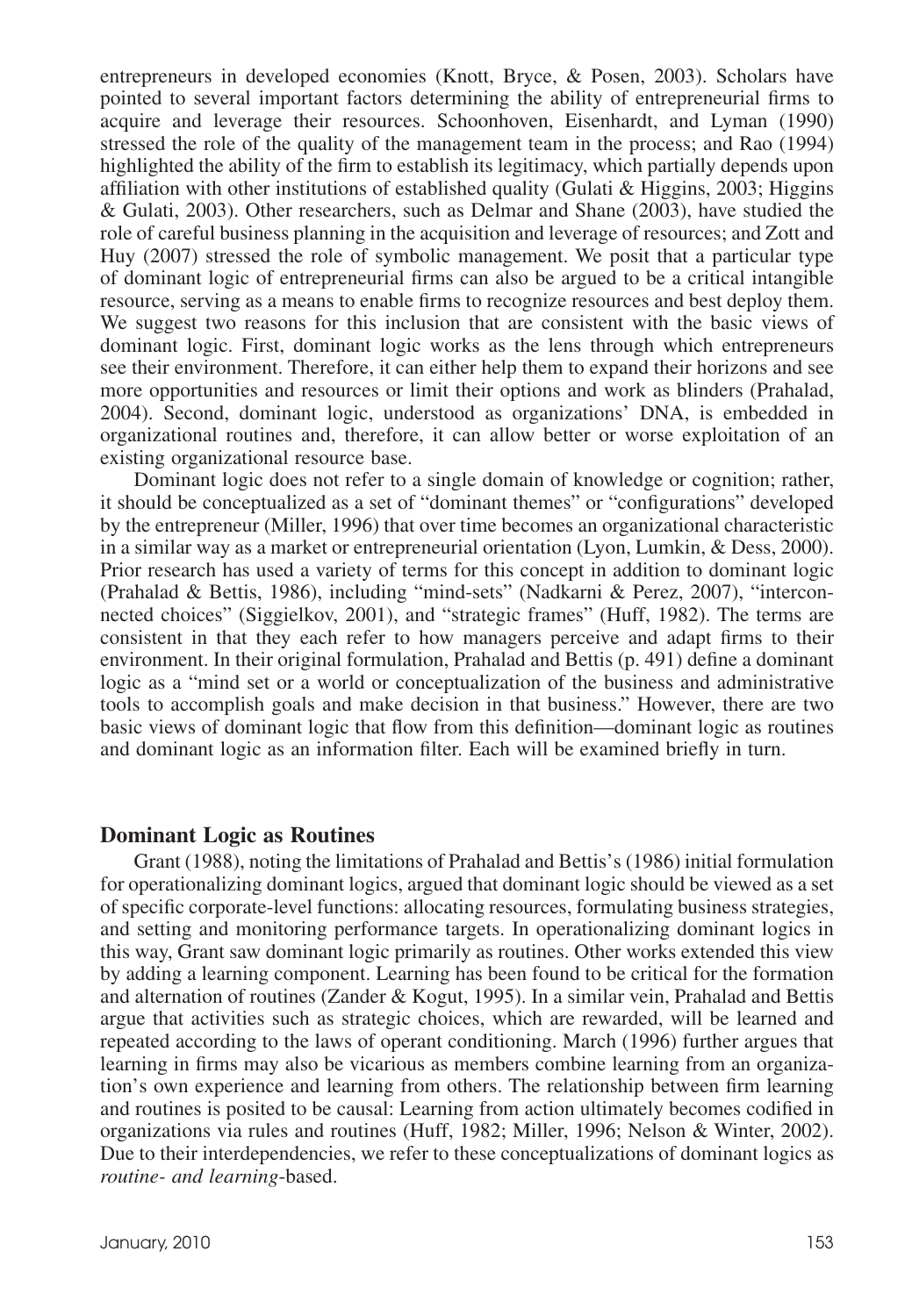entrepreneurs in developed economies (Knott, Bryce, & Posen, 2003). Scholars have pointed to several important factors determining the ability of entrepreneurial firms to acquire and leverage their resources. Schoonhoven, Eisenhardt, and Lyman (1990) stressed the role of the quality of the management team in the process; and Rao (1994) highlighted the ability of the firm to establish its legitimacy, which partially depends upon affiliation with other institutions of established quality (Gulati & Higgins, 2003; Higgins & Gulati, 2003). Other researchers, such as Delmar and Shane (2003), have studied the role of careful business planning in the acquisition and leverage of resources; and Zott and Huy (2007) stressed the role of symbolic management. We posit that a particular type of dominant logic of entrepreneurial firms can also be argued to be a critical intangible resource, serving as a means to enable firms to recognize resources and best deploy them. We suggest two reasons for this inclusion that are consistent with the basic views of dominant logic. First, dominant logic works as the lens through which entrepreneurs see their environment. Therefore, it can either help them to expand their horizons and see more opportunities and resources or limit their options and work as blinders (Prahalad, 2004). Second, dominant logic, understood as organizations' DNA, is embedded in organizational routines and, therefore, it can allow better or worse exploitation of an existing organizational resource base.

Dominant logic does not refer to a single domain of knowledge or cognition; rather, it should be conceptualized as a set of "dominant themes" or "configurations" developed by the entrepreneur (Miller, 1996) that over time becomes an organizational characteristic in a similar way as a market or entrepreneurial orientation (Lyon, Lumkin, & Dess, 2000). Prior research has used a variety of terms for this concept in addition to dominant logic (Prahalad & Bettis, 1986), including "mind-sets" (Nadkarni & Perez, 2007), "interconnected choices" (Siggielkov, 2001), and "strategic frames" (Huff, 1982). The terms are consistent in that they each refer to how managers perceive and adapt firms to their environment. In their original formulation, Prahalad and Bettis (p. 491) define a dominant logic as a "mind set or a world or conceptualization of the business and administrative tools to accomplish goals and make decision in that business." However, there are two basic views of dominant logic that flow from this definition—dominant logic as routines and dominant logic as an information filter. Each will be examined briefly in turn.

## Dominant Logic as Routines

Grant (1988), noting the limitations of Prahalad and Bettis's (1986) initial formulation for operationalizing dominant logics, argued that dominant logic should be viewed as a set of specific corporate-level functions: allocating resources, formulating business strategies, and setting and monitoring performance targets. In operationalizing dominant logics in this way, Grant saw dominant logic primarily as routines. Other works extended this view by adding a learning component. Learning has been found to be critical for the formation and alternation of routines (Zander & Kogut, 1995). In a similar vein, Prahalad and Bettis argue that activities such as strategic choices, which are rewarded, will be learned and repeated according to the laws of operant conditioning. March (1996) further argues that learning in firms may also be vicarious as members combine learning from an organization's own experience and learning from others. The relationship between firm learning and routines is posited to be causal: Learning from action ultimately becomes codified in organizations via rules and routines (Huff, 1982; Miller, 1996; Nelson & Winter, 2002). Due to their interdependencies, we refer to these conceptualizations of dominant logics as *routine- and learning*-based.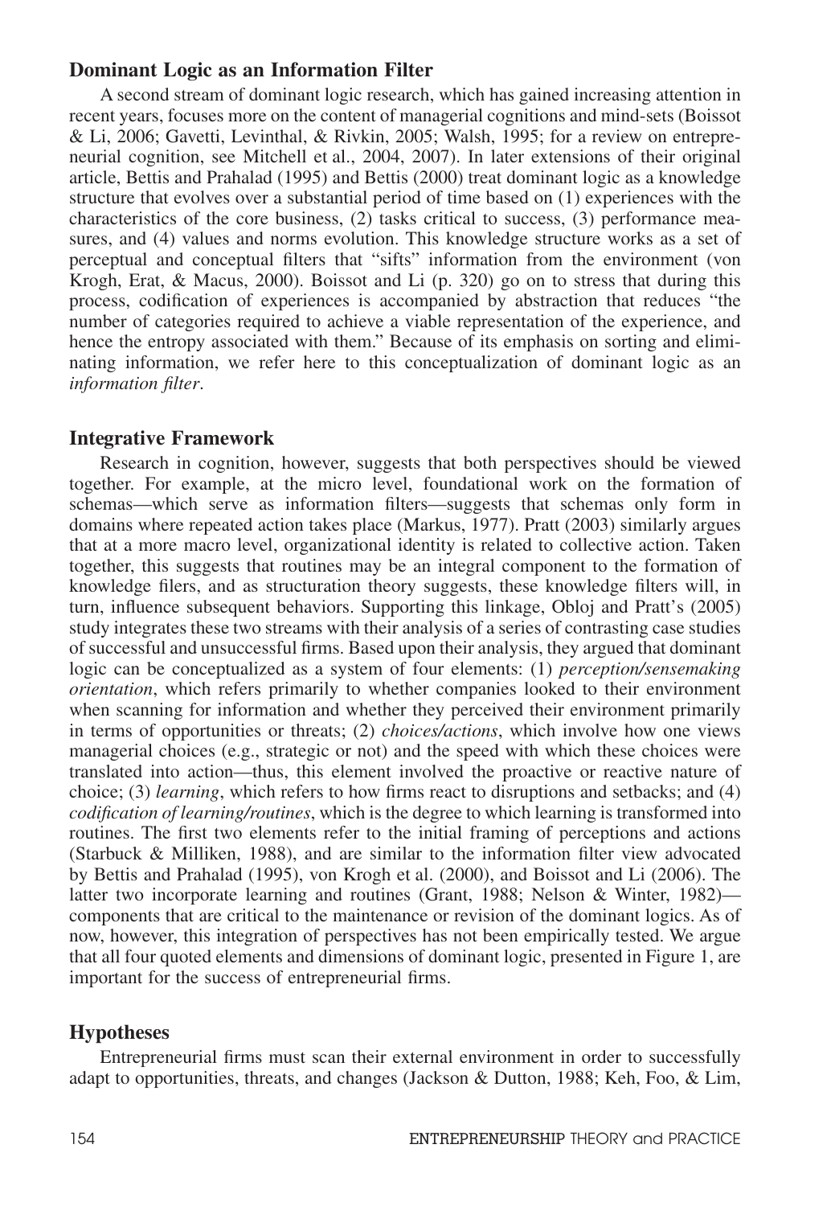## Dominant Logic as an Information Filter

A second stream of dominant logic research, which has gained increasing attention in recent years, focuses more on the content of managerial cognitions and mind-sets (Boissot & Li, 2006; Gavetti, Levinthal, & Rivkin, 2005; Walsh, 1995; for a review on entrepreneurial cognition, see Mitchell et al., 2004, 2007). In later extensions of their original article, Bettis and Prahalad (1995) and Bettis (2000) treat dominant logic as a knowledge structure that evolves over a substantial period of time based on (1) experiences with the characteristics of the core business, (2) tasks critical to success, (3) performance measures, and (4) values and norms evolution. This knowledge structure works as a set of perceptual and conceptual filters that "sifts" information from the environment (von Krogh, Erat, & Macus, 2000). Boissot and Li (p. 320) go on to stress that during this process, codification of experiences is accompanied by abstraction that reduces "the number of categories required to achieve a viable representation of the experience, and hence the entropy associated with them." Because of its emphasis on sorting and eliminating information, we refer here to this conceptualization of dominant logic as an *information filter*.

## Integrative Framework

Research in cognition, however, suggests that both perspectives should be viewed together. For example, at the micro level, foundational work on the formation of schemas—which serve as information filters—suggests that schemas only form in domains where repeated action takes place (Markus, 1977). Pratt (2003) similarly argues that at a more macro level, organizational identity is related to collective action. Taken together, this suggests that routines may be an integral component to the formation of knowledge filers, and as structuration theory suggests, these knowledge filters will, in turn, influence subsequent behaviors. Supporting this linkage, Obloj and Pratt's (2005) study integrates these two streams with their analysis of a series of contrasting case studies of successful and unsuccessful firms. Based upon their analysis, they argued that dominant logic can be conceptualized as a system of four elements: (1) *perception/sensemaking orientation*, which refers primarily to whether companies looked to their environment when scanning for information and whether they perceived their environment primarily in terms of opportunities or threats; (2) *choices/actions*, which involve how one views managerial choices (e.g., strategic or not) and the speed with which these choices were translated into action—thus, this element involved the proactive or reactive nature of choice; (3) *learning*, which refers to how firms react to disruptions and setbacks; and (4) *codification of learning/routines*, which is the degree to which learning is transformed into routines. The first two elements refer to the initial framing of perceptions and actions (Starbuck & Milliken, 1988), and are similar to the information filter view advocated by Bettis and Prahalad (1995), von Krogh et al. (2000), and Boissot and Li (2006). The latter two incorporate learning and routines (Grant, 1988; Nelson & Winter, 1982)—components that are critical to the maintenance or revision of the dominant logics. As of now, however, this integration of perspectives has not been empirically tested. We argue that all four quoted elements and dimensions of dominant logic, presented in Figure 1, are important for the success of entrepreneurial firms.

## Hypotheses

Entrepreneurial firms must scan their external environment in order to successfully adapt to opportunities, threats, and changes (Jackson & Dutton, 1988; Keh, Foo, & Lim,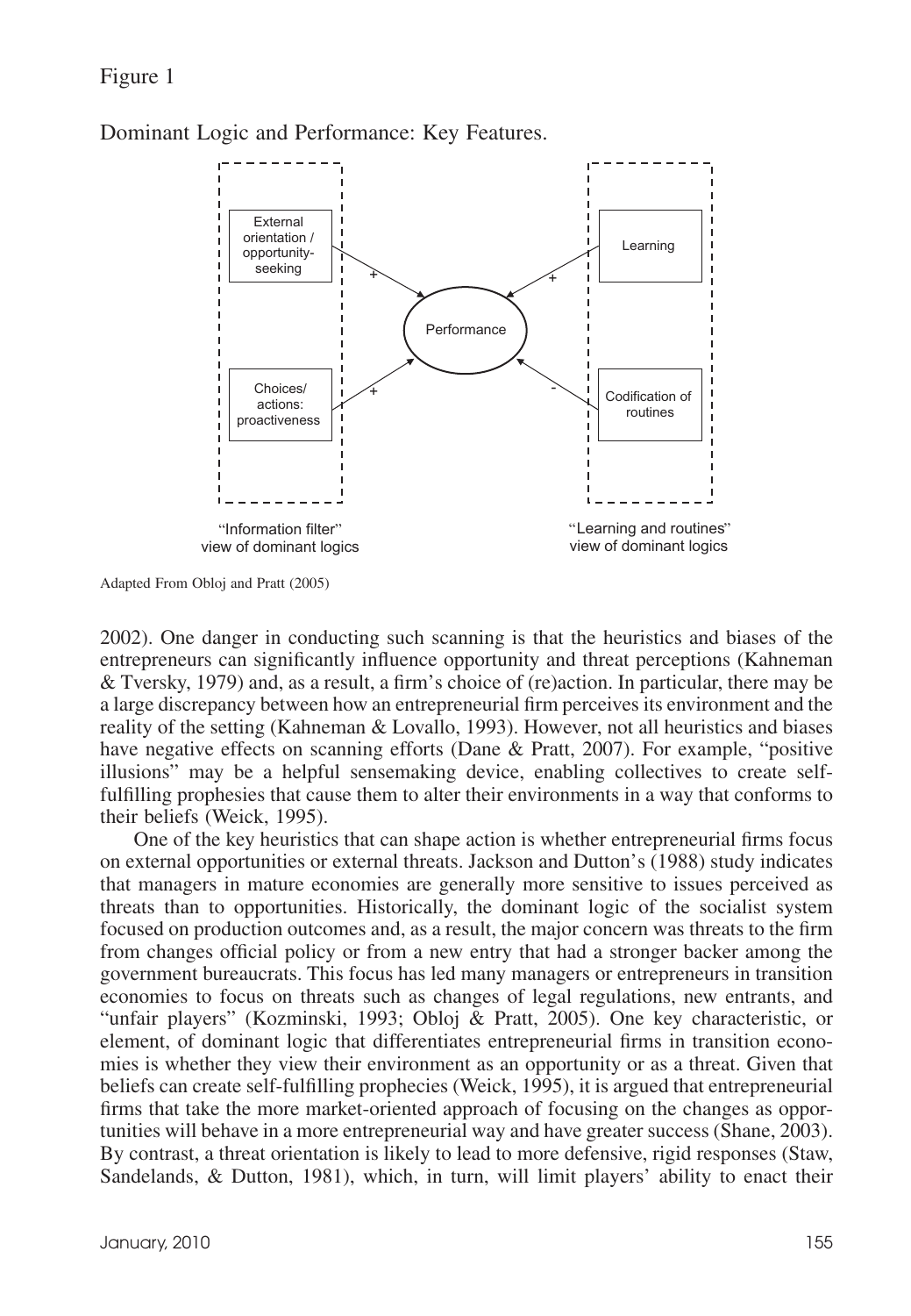Figure 1

Dominant Logic and Performance: Key Features.

External orientation / opportunity-seeking (+) → Performance

Choices/ actions: proactiveness (+) → Performance

Learning (+) → Performance

Codification of routines (-) → Performance

"Information filter" view of dominant logics

"Learning and routines" view of dominant logics

Adapted From Obloj and Pratt (2005)

2002). One danger in conducting such scanning is that the heuristics and biases of the entrepreneurs can significantly influence opportunity and threat perceptions (Kahneman & Tversky, 1979) and, as a result, a firm's choice of (re)action. In particular, there may be a large discrepancy between how an entrepreneurial firm perceives its environment and the reality of the setting (Kahneman & Lovallo, 1993). However, not all heuristics and biases have negative effects on scanning efforts (Dane & Pratt, 2007). For example, "positive illusions" may be a helpful sensemaking device, enabling collectives to create self-fulfilling prophesies that cause them to alter their environments in a way that conforms to their beliefs (Weick, 1995).

One of the key heuristics that can shape action is whether entrepreneurial firms focus on external opportunities or external threats. Jackson and Dutton's (1988) study indicates that managers in mature economies are generally more sensitive to issues perceived as threats than to opportunities. Historically, the dominant logic of the socialist system focused on production outcomes and, as a result, the major concern was threats to the firm from changes official policy or from a new entry that had a stronger backer among the government bureaucrats. This focus has led many managers or entrepreneurs in transition economies to focus on threats such as changes of legal regulations, new entrants, and "unfair players" (Kozminski, 1993; Obloj & Pratt, 2005). One key characteristic, or element, of dominant logic that differentiates entrepreneurial firms in transition economies is whether they view their environment as an opportunity or as a threat. Given that beliefs can create self-fulfilling prophecies (Weick, 1995), it is argued that entrepreneurial firms that take the more market-oriented approach of focusing on the changes as opportunities will behave in a more entrepreneurial way and have greater success (Shane, 2003). By contrast, a threat orientation is likely to lead to more defensive, rigid responses (Staw, Sandelands, & Dutton, 1981), which, in turn, will limit players' ability to enact their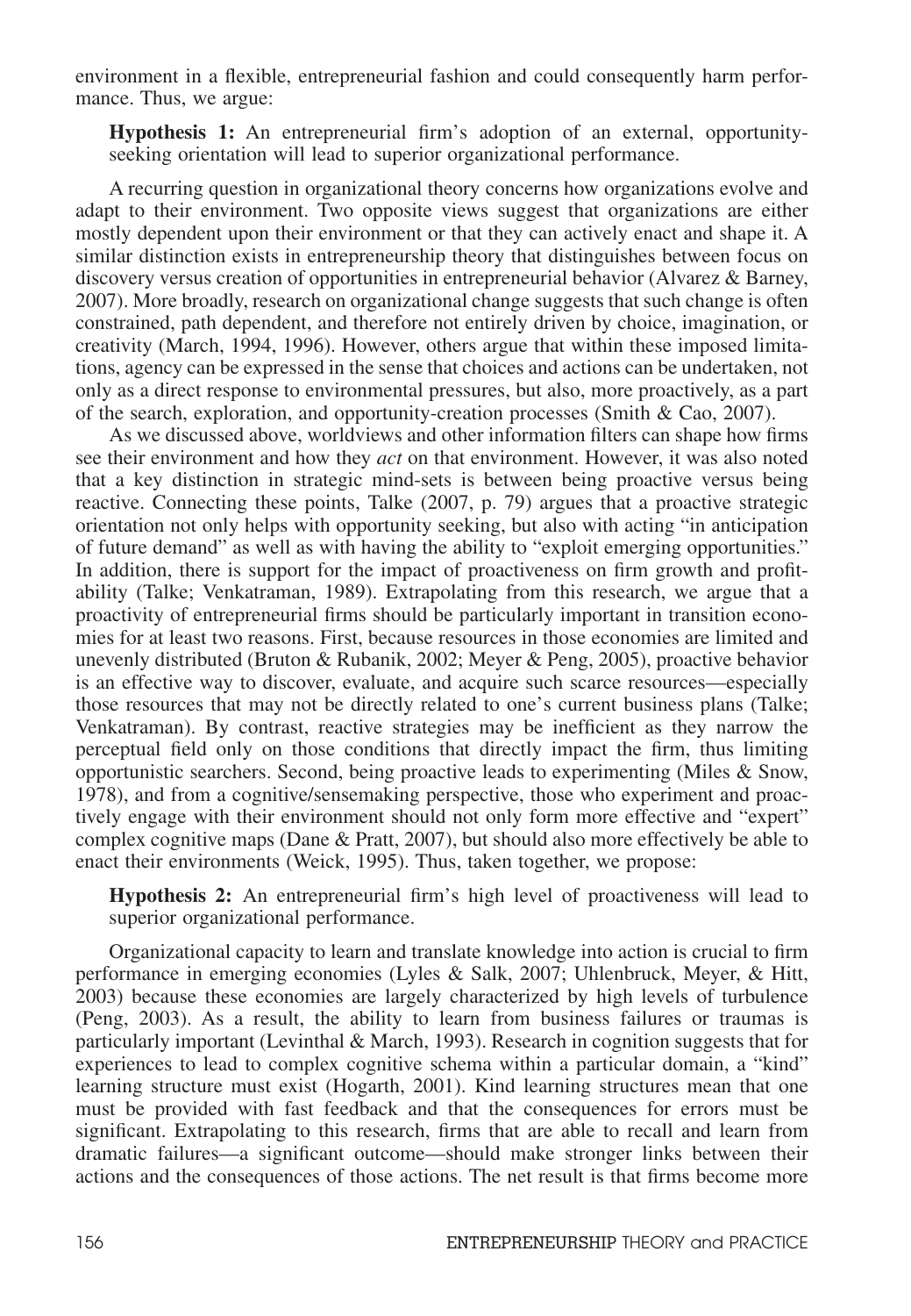environment in a flexible, entrepreneurial fashion and could consequently harm performance. Thus, we argue:

**Hypothesis 1:** An entrepreneurial firm's adoption of an external, opportunity-seeking orientation will lead to superior organizational performance.

A recurring question in organizational theory concerns how organizations evolve and adapt to their environment. Two opposite views suggest that organizations are either mostly dependent upon their environment or that they can actively enact and shape it. A similar distinction exists in entrepreneurship theory that distinguishes between focus on discovery versus creation of opportunities in entrepreneurial behavior (Alvarez & Barney, 2007). More broadly, research on organizational change suggests that such change is often constrained, path dependent, and therefore not entirely driven by choice, imagination, or creativity (March, 1994, 1996). However, others argue that within these imposed limitations, agency can be expressed in the sense that choices and actions can be undertaken, not only as a direct response to environmental pressures, but also, more proactively, as a part of the search, exploration, and opportunity-creation processes (Smith & Cao, 2007).

As we discussed above, worldviews and other information filters can shape how firms see their environment and how they *act* on that environment. However, it was also noted that a key distinction in strategic mind-sets is between being proactive versus being reactive. Connecting these points, Talke (2007, p. 79) argues that a proactive strategic orientation not only helps with opportunity seeking, but also with acting "in anticipation of future demand" as well as with having the ability to "exploit emerging opportunities." In addition, there is support for the impact of proactiveness on firm growth and profitability (Talke; Venkatraman, 1989). Extrapolating from this research, we argue that a proactivity of entrepreneurial firms should be particularly important in transition economies for at least two reasons. First, because resources in those economies are limited and unevenly distributed (Bruton & Rubanik, 2002; Meyer & Peng, 2005), proactive behavior is an effective way to discover, evaluate, and acquire such scarce resources—especially those resources that may not be directly related to one's current business plans (Talke; Venkatraman). By contrast, reactive strategies may be inefficient as they narrow the perceptual field only on those conditions that directly impact the firm, thus limiting opportunistic searchers. Second, being proactive leads to experimenting (Miles & Snow, 1978), and from a cognitive/sensemaking perspective, those who experiment and proactively engage with their environment should not only form more effective and "expert" complex cognitive maps (Dane & Pratt, 2007), but should also more effectively be able to enact their environments (Weick, 1995). Thus, taken together, we propose:

**Hypothesis 2:** An entrepreneurial firm's high level of proactiveness will lead to superior organizational performance.

Organizational capacity to learn and translate knowledge into action is crucial to firm performance in emerging economies (Lyles & Salk, 2007; Uhlenbruck, Meyer, & Hitt, 2003) because these economies are largely characterized by high levels of turbulence (Peng, 2003). As a result, the ability to learn from business failures or traumas is particularly important (Levinthal & March, 1993). Research in cognition suggests that for experiences to lead to complex cognitive schema within a particular domain, a "kind" learning structure must exist (Hogarth, 2001). Kind learning structures mean that one must be provided with fast feedback and that the consequences for errors must be significant. Extrapolating to this research, firms that are able to recall and learn from dramatic failures—a significant outcome—should make stronger links between their actions and the consequences of those actions. The net result is that firms become more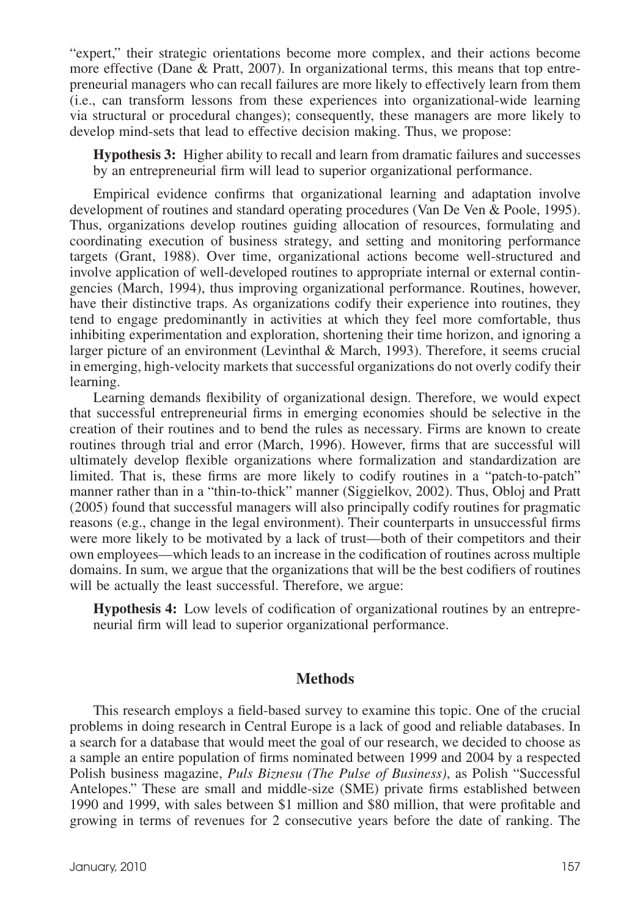"expert," their strategic orientations become more complex, and their actions become more effective (Dane & Pratt, 2007). In organizational terms, this means that top entrepreneurial managers who can recall failures are more likely to effectively learn from them (i.e., can transform lessons from these experiences into organizational-wide learning via structural or procedural changes); consequently, these managers are more likely to develop mind-sets that lead to effective decision making. Thus, we propose:

> **Hypothesis 3:** Higher ability to recall and learn from dramatic failures and successes by an entrepreneurial firm will lead to superior organizational performance.

Empirical evidence confirms that organizational learning and adaptation involve development of routines and standard operating procedures (Van De Ven & Poole, 1995). Thus, organizations develop routines guiding allocation of resources, formulating and coordinating execution of business strategy, and setting and monitoring performance targets (Grant, 1988). Over time, organizational actions become well-structured and involve application of well-developed routines to appropriate internal or external contingencies (March, 1994), thus improving organizational performance. Routines, however, have their distinctive traps. As organizations codify their experience into routines, they tend to engage predominantly in activities at which they feel more comfortable, thus inhibiting experimentation and exploration, shortening their time horizon, and ignoring a larger picture of an environment (Levinthal & March, 1993). Therefore, it seems crucial in emerging, high-velocity markets that successful organizations do not overly codify their learning.

Learning demands flexibility of organizational design. Therefore, we would expect that successful entrepreneurial firms in emerging economies should be selective in the creation of their routines and to bend the rules as necessary. Firms are known to create routines through trial and error (March, 1996). However, firms that are successful will ultimately develop flexible organizations where formalization and standardization are limited. That is, these firms are more likely to codify routines in a "patch-to-patch" manner rather than in a "thin-to-thick" manner (Siggielkov, 2002). Thus, Obloj and Pratt (2005) found that successful managers will also principally codify routines for pragmatic reasons (e.g., change in the legal environment). Their counterparts in unsuccessful firms were more likely to be motivated by a lack of trust—both of their competitors and their own employees—which leads to an increase in the codification of routines across multiple domains. In sum, we argue that the organizations that will be the best codifiers of routines will be actually the least successful. Therefore, we argue:

> **Hypothesis 4:** Low levels of codification of organizational routines by an entrepreneurial firm will lead to superior organizational performance.

## Methods

This research employs a field-based survey to examine this topic. One of the crucial problems in doing research in Central Europe is a lack of good and reliable databases. In a search for a database that would meet the goal of our research, we decided to choose as a sample an entire population of firms nominated between 1999 and 2004 by a respected Polish business magazine, *Puls Biznesu (The Pulse of Business)*, as Polish "Successful Antelopes." These are small and middle-size (SME) private firms established between 1990 and 1999, with sales between \$1 million and \$80 million, that were profitable and growing in terms of revenues for 2 consecutive years before the date of ranking. The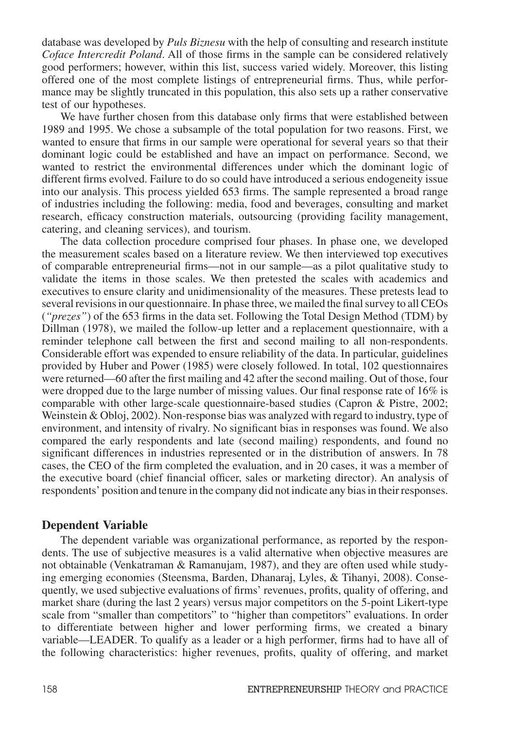database was developed by *Puls Biznesu* with the help of consulting and research institute *Coface Intercredit Poland*. All of those firms in the sample can be considered relatively good performers; however, within this list, success varied widely. Moreover, this listing offered one of the most complete listings of entrepreneurial firms. Thus, while performance may be slightly truncated in this population, this also sets up a rather conservative test of our hypotheses.

We have further chosen from this database only firms that were established between 1989 and 1995. We chose a subsample of the total population for two reasons. First, we wanted to ensure that firms in our sample were operational for several years so that their dominant logic could be established and have an impact on performance. Second, we wanted to restrict the environmental differences under which the dominant logic of different firms evolved. Failure to do so could have introduced a serious endogeneity issue into our analysis. This process yielded 653 firms. The sample represented a broad range of industries including the following: media, food and beverages, consulting and market research, efficacy construction materials, outsourcing (providing facility management, catering, and cleaning services), and tourism.

The data collection procedure comprised four phases. In phase one, we developed the measurement scales based on a literature review. We then interviewed top executives of comparable entrepreneurial firms—not in our sample—as a pilot qualitative study to validate the items in those scales. We then pretested the scales with academics and executives to ensure clarity and unidimensionality of the measures. These pretests lead to several revisions in our questionnaire. In phase three, we mailed the final survey to all CEOs (*"prezes"*) of the 653 firms in the data set. Following the Total Design Method (TDM) by Dillman (1978), we mailed the follow-up letter and a replacement questionnaire, with a reminder telephone call between the first and second mailing to all non-respondents. Considerable effort was expended to ensure reliability of the data. In particular, guidelines provided by Huber and Power (1985) were closely followed. In total, 102 questionnaires were returned—60 after the first mailing and 42 after the second mailing. Out of those, four were dropped due to the large number of missing values. Our final response rate of 16% is comparable with other large-scale questionnaire-based studies (Capron & Pistre, 2002; Weinstein & Obloj, 2002). Non-response bias was analyzed with regard to industry, type of environment, and intensity of rivalry. No significant bias in responses was found. We also compared the early respondents and late (second mailing) respondents, and found no significant differences in industries represented or in the distribution of answers. In 78 cases, the CEO of the firm completed the evaluation, and in 20 cases, it was a member of the executive board (chief financial officer, sales or marketing director). An analysis of respondents' position and tenure in the company did not indicate any bias in their responses.

## Dependent Variable

The dependent variable was organizational performance, as reported by the respondents. The use of subjective measures is a valid alternative when objective measures are not obtainable (Venkatraman & Ramanujam, 1987), and they are often used while studying emerging economies (Steensma, Barden, Dhanaraj, Lyles, & Tihanyi, 2008). Consequently, we used subjective evaluations of firms' revenues, profits, quality of offering, and market share (during the last 2 years) versus major competitors on the 5-point Likert-type scale from "smaller than competitors" to "higher than competitors" evaluations. In order to differentiate between higher and lower performing firms, we created a binary variable—LEADER. To qualify as a leader or a high performer, firms had to have all of the following characteristics: higher revenues, profits, quality of offering, and market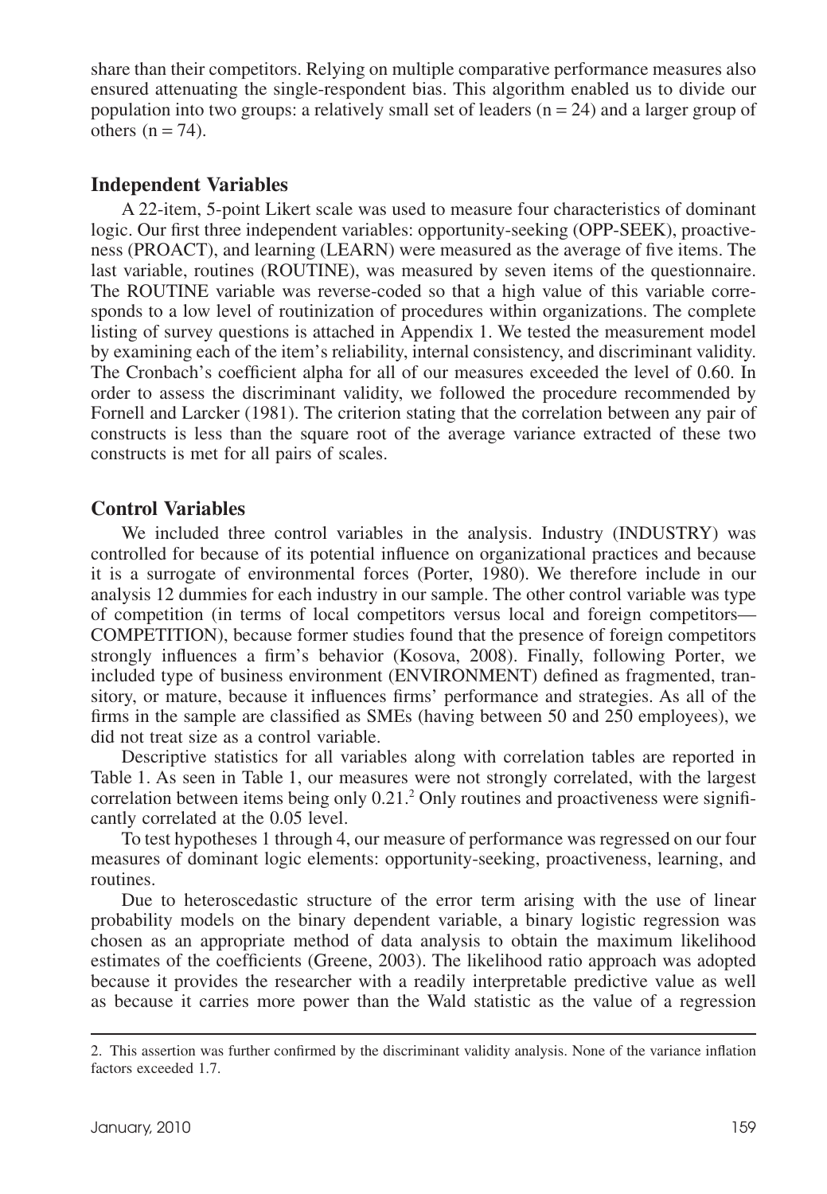share than their competitors. Relying on multiple comparative performance measures also ensured attenuating the single-respondent bias. This algorithm enabled us to divide our population into two groups: a relatively small set of leaders ($n = 24$) and a larger group of others ($n = 74$).

## Independent Variables

A 22-item, 5-point Likert scale was used to measure four characteristics of dominant logic. Our first three independent variables: opportunity-seeking (OPP-SEEK), proactiveness (PROACT), and learning (LEARN) were measured as the average of five items. The last variable, routines (ROUTINE), was measured by seven items of the questionnaire. The ROUTINE variable was reverse-coded so that a high value of this variable corresponds to a low level of routinization of procedures within organizations. The complete listing of survey questions is attached in Appendix 1. We tested the measurement model by examining each of the item's reliability, internal consistency, and discriminant validity. The Cronbach's coefficient alpha for all of our measures exceeded the level of 0.60. In order to assess the discriminant validity, we followed the procedure recommended by Fornell and Larcker (1981). The criterion stating that the correlation between any pair of constructs is less than the square root of the average variance extracted of these two constructs is met for all pairs of scales.

## Control Variables

We included three control variables in the analysis. Industry (INDUSTRY) was controlled for because of its potential influence on organizational practices and because it is a surrogate of environmental forces (Porter, 1980). We therefore include in our analysis 12 dummies for each industry in our sample. The other control variable was type of competition (in terms of local competitors versus local and foreign competitors—COMPETITION), because former studies found that the presence of foreign competitors strongly influences a firm's behavior (Kosova, 2008). Finally, following Porter, we included type of business environment (ENVIRONMENT) defined as fragmented, transitory, or mature, because it influences firms' performance and strategies. As all of the firms in the sample are classified as SMEs (having between 50 and 250 employees), we did not treat size as a control variable.

Descriptive statistics for all variables along with correlation tables are reported in Table 1. As seen in Table 1, our measures were not strongly correlated, with the largest correlation between items being only 0.21.[2] Only routines and proactiveness were significantly correlated at the 0.05 level.

To test hypotheses 1 through 4, our measure of performance was regressed on our four measures of dominant logic elements: opportunity-seeking, proactiveness, learning, and routines.

Due to heteroscedastic structure of the error term arising with the use of linear probability models on the binary dependent variable, a binary logistic regression was chosen as an appropriate method of data analysis to obtain the maximum likelihood estimates of the coefficients (Greene, 2003). The likelihood ratio approach was adopted because it provides the researcher with a readily interpretable predictive value as well as because it carries more power than the Wald statistic as the value of a regression

2. This assertion was further confirmed by the discriminant validity analysis. None of the variance inflation factors exceeded 1.7.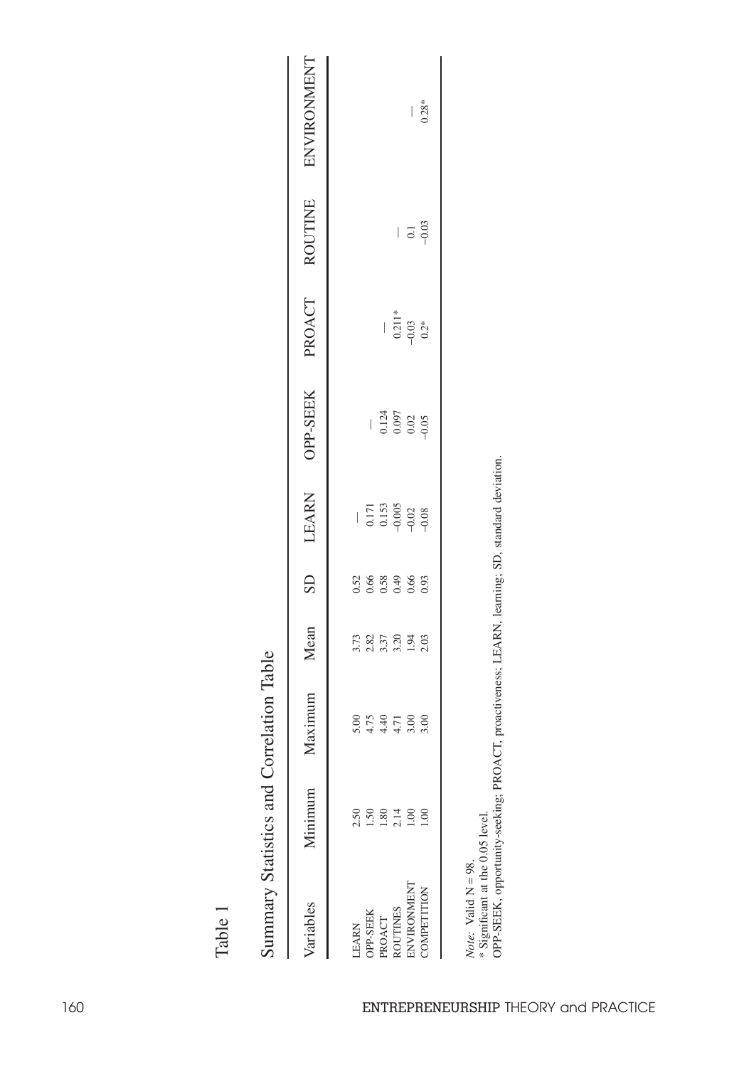Table 1

Summary Statistics and Correlation Table

| Variables | Minimum | Maximum | Mean | SD | LEARN | OPP-SEEK | PROACT | ROUTINE | ENVIRONMENT |
|---|---|---|---|---|---|---|---|---|---|
| LEARN | 2.50 | 5.00 | 3.73 | 0.52 | — | | | | |
| OPP-SEEK | 1.50 | 4.75 | 2.82 | 0.66 | 0.171 | — | | | |
| PROACT | 1.80 | 4.40 | 3.37 | 0.58 | 0.153 | 0.124 | — | | |
| ROUTINES | 2.14 | 4.71 | 3.20 | 0.49 | −0.005 | 0.097 | 0.211* | — | |
| ENVIRONMENT | 1.00 | 3.00 | 1.94 | 0.66 | −0.02 | 0.02 | −0.03 | 0.1 | — |
| COMPETITION | 1.00 | 3.00 | 2.03 | 0.93 | −0.08 | −0.05 | 0.2* | −0.03 | 0.28* |

*Note:* Valid N = 98.
* Significant at the 0.05 level.
OPP-SEEK, opportunity-seeking; PROACT, proactiveness; LEARN, learning; SD, standard deviation.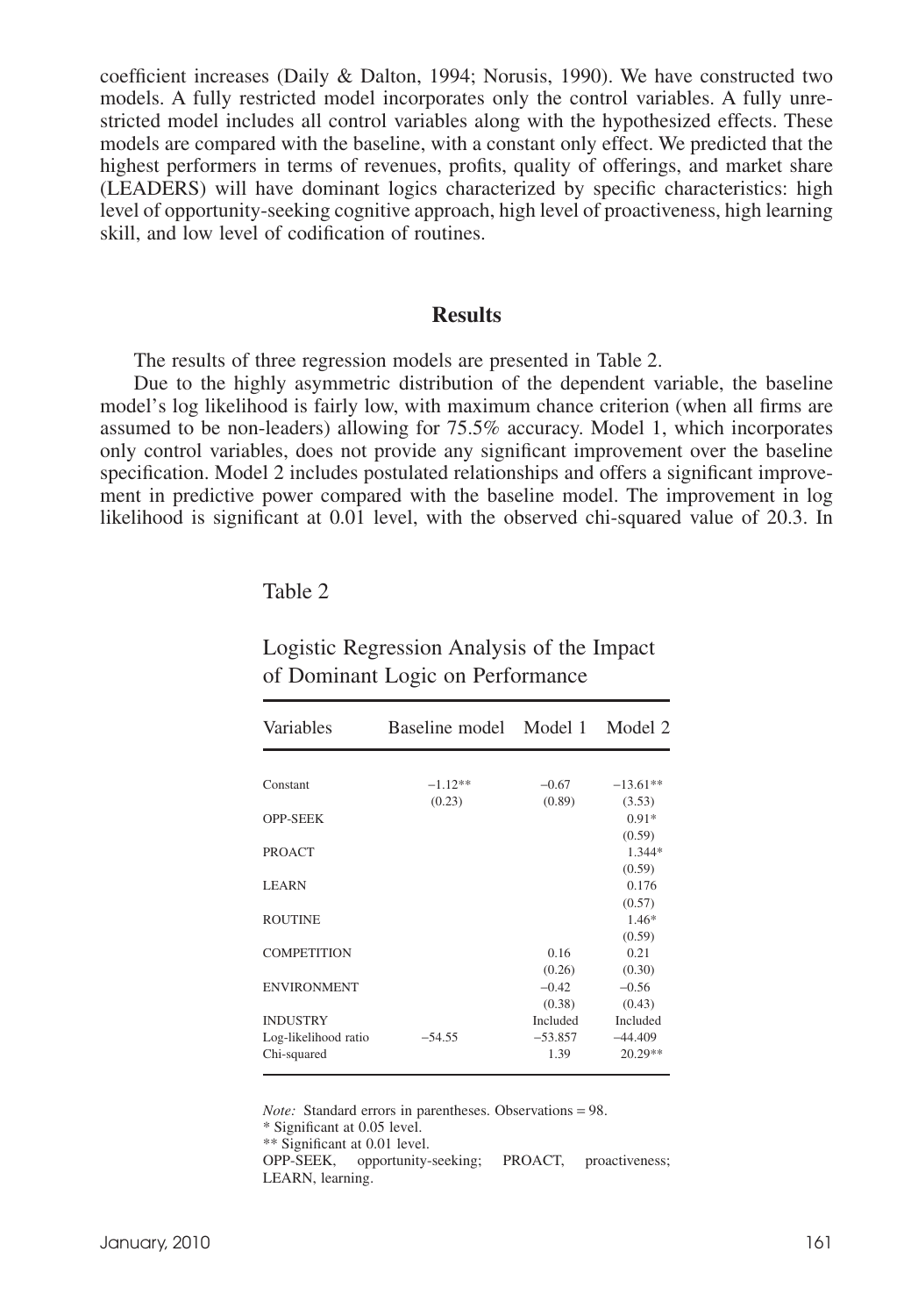coefficient increases (Daily & Dalton, 1994; Norusis, 1990). We have constructed two models. A fully restricted model incorporates only the control variables. A fully unrestricted model includes all control variables along with the hypothesized effects. These models are compared with the baseline, with a constant only effect. We predicted that the highest performers in terms of revenues, profits, quality of offerings, and market share (LEADERS) will have dominant logics characterized by specific characteristics: high level of opportunity-seeking cognitive approach, high level of proactiveness, high learning skill, and low level of codification of routines.

## Results

The results of three regression models are presented in Table 2.

Due to the highly asymmetric distribution of the dependent variable, the baseline model's log likelihood is fairly low, with maximum chance criterion (when all firms are assumed to be non-leaders) allowing for 75.5% accuracy. Model 1, which incorporates only control variables, does not provide any significant improvement over the baseline specification. Model 2 includes postulated relationships and offers a significant improvement in predictive power compared with the baseline model. The improvement in log likelihood is significant at 0.01 level, with the observed chi-squared value of 20.3. In

Table 2

Logistic Regression Analysis of the Impact of Dominant Logic on Performance

| Variables | Baseline model | Model 1 | Model 2 |
|---|---|---|---|
| Constant | −1.12** | −0.67 | −13.61** |
| | (0.23) | (0.89) | (3.53) |
| OPP-SEEK | | | 0.91* |
| | | | (0.59) |
| PROACT | | | 1.344* |
| | | | (0.59) |
| LEARN | | | 0.176 |
| | | | (0.57) |
| ROUTINE | | | 1.46* |
| | | | (0.59) |
| COMPETITION | | 0.16 | 0.21 |
| | | (0.26) | (0.30) |
| ENVIRONMENT | | −0.42 | −0.56 |
| | | (0.38) | (0.43) |
| INDUSTRY | | Included | Included |
| Log-likelihood ratio | −54.55 | −53.857 | −44.409 |
| Chi-squared | | 1.39 | 20.29** |

*Note:* Standard errors in parentheses. Observations = 98.
\* Significant at 0.05 level.
\** Significant at 0.01 level.
OPP-SEEK, opportunity-seeking; PROACT, proactiveness; LEARN, learning.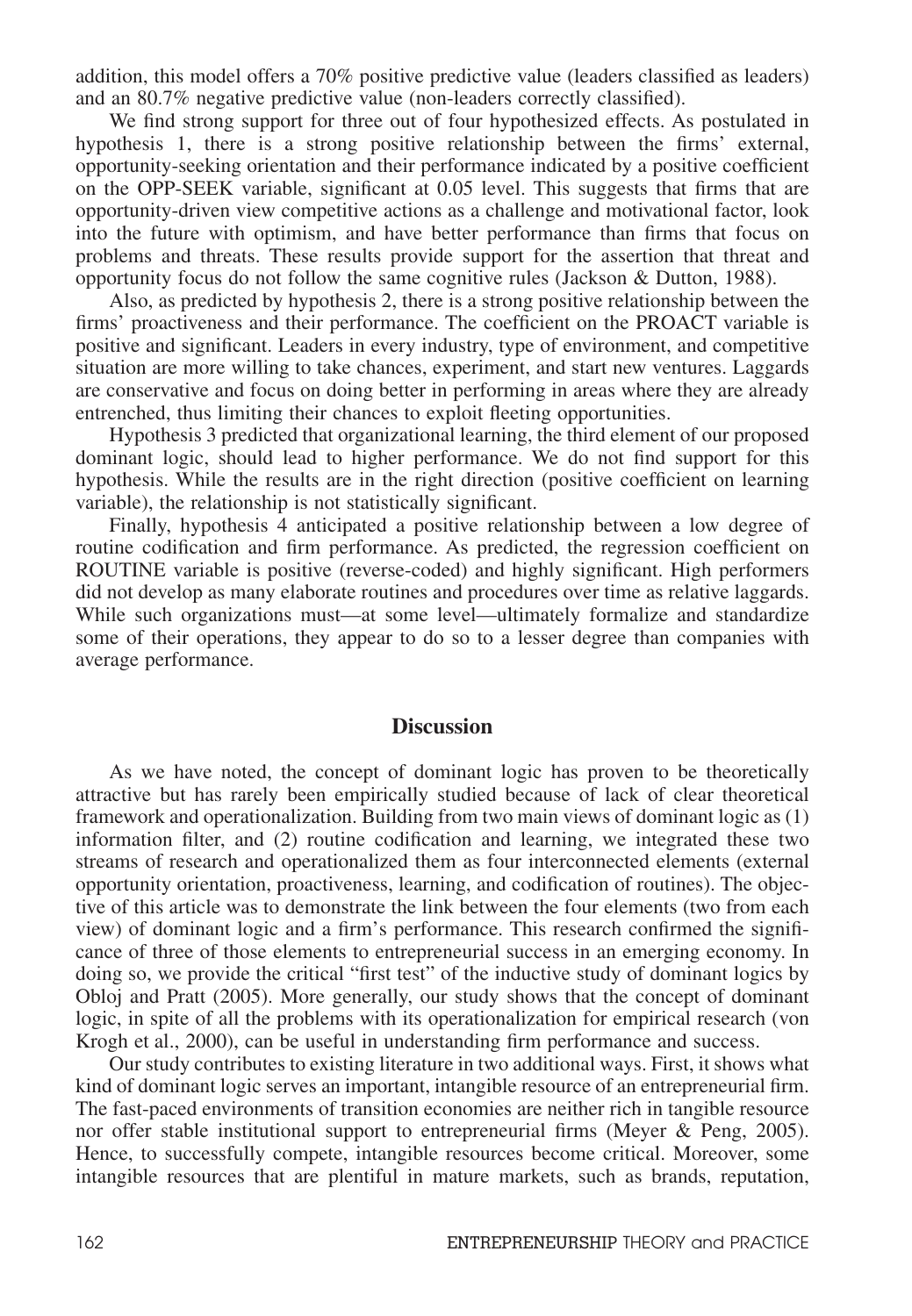addition, this model offers a 70% positive predictive value (leaders classified as leaders) and an 80.7% negative predictive value (non-leaders correctly classified).

We find strong support for three out of four hypothesized effects. As postulated in hypothesis 1, there is a strong positive relationship between the firms' external, opportunity-seeking orientation and their performance indicated by a positive coefficient on the OPP-SEEK variable, significant at 0.05 level. This suggests that firms that are opportunity-driven view competitive actions as a challenge and motivational factor, look into the future with optimism, and have better performance than firms that focus on problems and threats. These results provide support for the assertion that threat and opportunity focus do not follow the same cognitive rules (Jackson & Dutton, 1988).

Also, as predicted by hypothesis 2, there is a strong positive relationship between the firms' proactiveness and their performance. The coefficient on the PROACT variable is positive and significant. Leaders in every industry, type of environment, and competitive situation are more willing to take chances, experiment, and start new ventures. Laggards are conservative and focus on doing better in performing in areas where they are already entrenched, thus limiting their chances to exploit fleeting opportunities.

Hypothesis 3 predicted that organizational learning, the third element of our proposed dominant logic, should lead to higher performance. We do not find support for this hypothesis. While the results are in the right direction (positive coefficient on learning variable), the relationship is not statistically significant.

Finally, hypothesis 4 anticipated a positive relationship between a low degree of routine codification and firm performance. As predicted, the regression coefficient on ROUTINE variable is positive (reverse-coded) and highly significant. High performers did not develop as many elaborate routines and procedures over time as relative laggards. While such organizations must—at some level—ultimately formalize and standardize some of their operations, they appear to do so to a lesser degree than companies with average performance.

## Discussion

As we have noted, the concept of dominant logic has proven to be theoretically attractive but has rarely been empirically studied because of lack of clear theoretical framework and operationalization. Building from two main views of dominant logic as (1) information filter, and (2) routine codification and learning, we integrated these two streams of research and operationalized them as four interconnected elements (external opportunity orientation, proactiveness, learning, and codification of routines). The objective of this article was to demonstrate the link between the four elements (two from each view) of dominant logic and a firm's performance. This research confirmed the significance of three of those elements to entrepreneurial success in an emerging economy. In doing so, we provide the critical "first test" of the inductive study of dominant logics by Obloj and Pratt (2005). More generally, our study shows that the concept of dominant logic, in spite of all the problems with its operationalization for empirical research (von Krogh et al., 2000), can be useful in understanding firm performance and success.

Our study contributes to existing literature in two additional ways. First, it shows what kind of dominant logic serves an important, intangible resource of an entrepreneurial firm. The fast-paced environments of transition economies are neither rich in tangible resource nor offer stable institutional support to entrepreneurial firms (Meyer & Peng, 2005). Hence, to successfully compete, intangible resources become critical. Moreover, some intangible resources that are plentiful in mature markets, such as brands, reputation,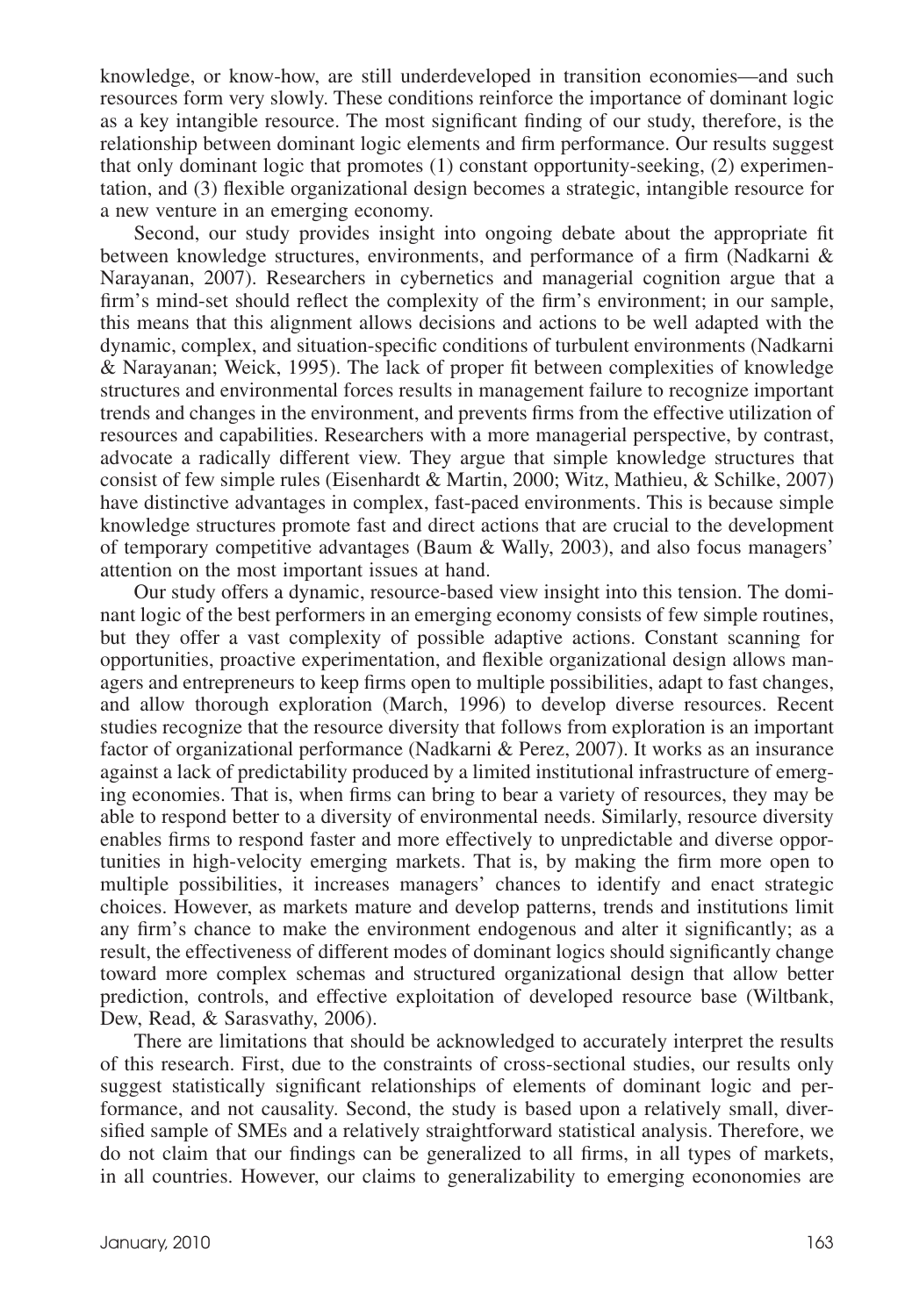knowledge, or know-how, are still underdeveloped in transition economies—and such resources form very slowly. These conditions reinforce the importance of dominant logic as a key intangible resource. The most significant finding of our study, therefore, is the relationship between dominant logic elements and firm performance. Our results suggest that only dominant logic that promotes (1) constant opportunity-seeking, (2) experimentation, and (3) flexible organizational design becomes a strategic, intangible resource for a new venture in an emerging economy.

Second, our study provides insight into ongoing debate about the appropriate fit between knowledge structures, environments, and performance of a firm (Nadkarni & Narayanan, 2007). Researchers in cybernetics and managerial cognition argue that a firm's mind-set should reflect the complexity of the firm's environment; in our sample, this means that this alignment allows decisions and actions to be well adapted with the dynamic, complex, and situation-specific conditions of turbulent environments (Nadkarni & Narayanan; Weick, 1995). The lack of proper fit between complexities of knowledge structures and environmental forces results in management failure to recognize important trends and changes in the environment, and prevents firms from the effective utilization of resources and capabilities. Researchers with a more managerial perspective, by contrast, advocate a radically different view. They argue that simple knowledge structures that consist of few simple rules (Eisenhardt & Martin, 2000; Witz, Mathieu, & Schilke, 2007) have distinctive advantages in complex, fast-paced environments. This is because simple knowledge structures promote fast and direct actions that are crucial to the development of temporary competitive advantages (Baum & Wally, 2003), and also focus managers' attention on the most important issues at hand.

Our study offers a dynamic, resource-based view insight into this tension. The dominant logic of the best performers in an emerging economy consists of few simple routines, but they offer a vast complexity of possible adaptive actions. Constant scanning for opportunities, proactive experimentation, and flexible organizational design allows managers and entrepreneurs to keep firms open to multiple possibilities, adapt to fast changes, and allow thorough exploration (March, 1996) to develop diverse resources. Recent studies recognize that the resource diversity that follows from exploration is an important factor of organizational performance (Nadkarni & Perez, 2007). It works as an insurance against a lack of predictability produced by a limited institutional infrastructure of emerging economies. That is, when firms can bring to bear a variety of resources, they may be able to respond better to a diversity of environmental needs. Similarly, resource diversity enables firms to respond faster and more effectively to unpredictable and diverse opportunities in high-velocity emerging markets. That is, by making the firm more open to multiple possibilities, it increases managers' chances to identify and enact strategic choices. However, as markets mature and develop patterns, trends and institutions limit any firm's chance to make the environment endogenous and alter it significantly; as a result, the effectiveness of different modes of dominant logics should significantly change toward more complex schemas and structured organizational design that allow better prediction, controls, and effective exploitation of developed resource base (Wiltbank, Dew, Read, & Sarasvathy, 2006).

There are limitations that should be acknowledged to accurately interpret the results of this research. First, due to the constraints of cross-sectional studies, our results only suggest statistically significant relationships of elements of dominant logic and performance, and not causality. Second, the study is based upon a relatively small, diversified sample of SMEs and a relatively straightforward statistical analysis. Therefore, we do not claim that our findings can be generalized to all firms, in all types of markets, in all countries. However, our claims to generalizability to emerging econonomies are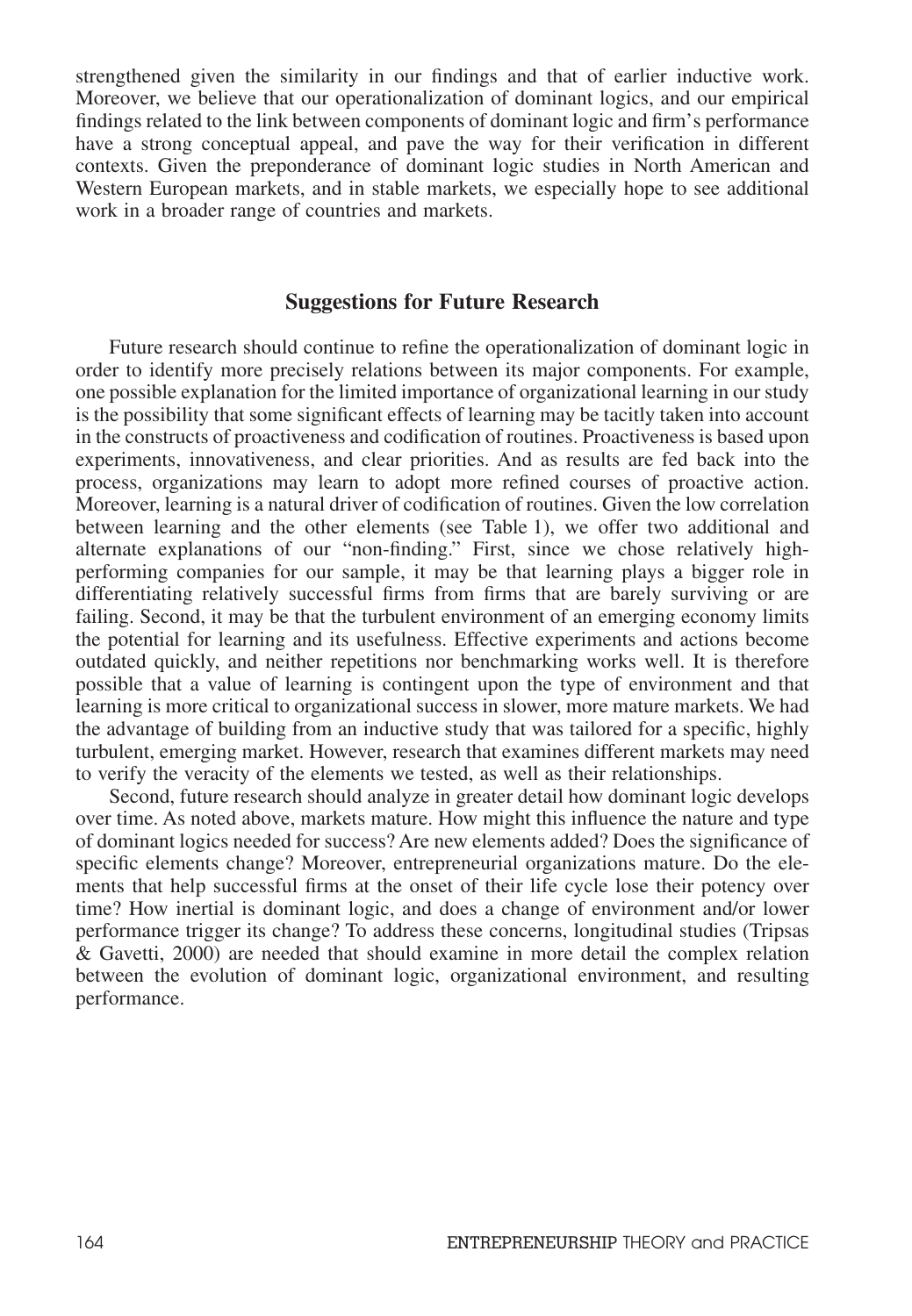strengthened given the similarity in our findings and that of earlier inductive work. Moreover, we believe that our operationalization of dominant logics, and our empirical findings related to the link between components of dominant logic and firm's performance have a strong conceptual appeal, and pave the way for their verification in different contexts. Given the preponderance of dominant logic studies in North American and Western European markets, and in stable markets, we especially hope to see additional work in a broader range of countries and markets.

## Suggestions for Future Research

Future research should continue to refine the operationalization of dominant logic in order to identify more precisely relations between its major components. For example, one possible explanation for the limited importance of organizational learning in our study is the possibility that some significant effects of learning may be tacitly taken into account in the constructs of proactiveness and codification of routines. Proactiveness is based upon experiments, innovativeness, and clear priorities. And as results are fed back into the process, organizations may learn to adopt more refined courses of proactive action. Moreover, learning is a natural driver of codification of routines. Given the low correlation between learning and the other elements (see Table 1), we offer two additional and alternate explanations of our "non-finding." First, since we chose relatively high-performing companies for our sample, it may be that learning plays a bigger role in differentiating relatively successful firms from firms that are barely surviving or are failing. Second, it may be that the turbulent environment of an emerging economy limits the potential for learning and its usefulness. Effective experiments and actions become outdated quickly, and neither repetitions nor benchmarking works well. It is therefore possible that a value of learning is contingent upon the type of environment and that learning is more critical to organizational success in slower, more mature markets. We had the advantage of building from an inductive study that was tailored for a specific, highly turbulent, emerging market. However, research that examines different markets may need to verify the veracity of the elements we tested, as well as their relationships.

Second, future research should analyze in greater detail how dominant logic develops over time. As noted above, markets mature. How might this influence the nature and type of dominant logics needed for success? Are new elements added? Does the significance of specific elements change? Moreover, entrepreneurial organizations mature. Do the elements that help successful firms at the onset of their life cycle lose their potency over time? How inertial is dominant logic, and does a change of environment and/or lower performance trigger its change? To address these concerns, longitudinal studies (Tripsas & Gavetti, 2000) are needed that should examine in more detail the complex relation between the evolution of dominant logic, organizational environment, and resulting performance.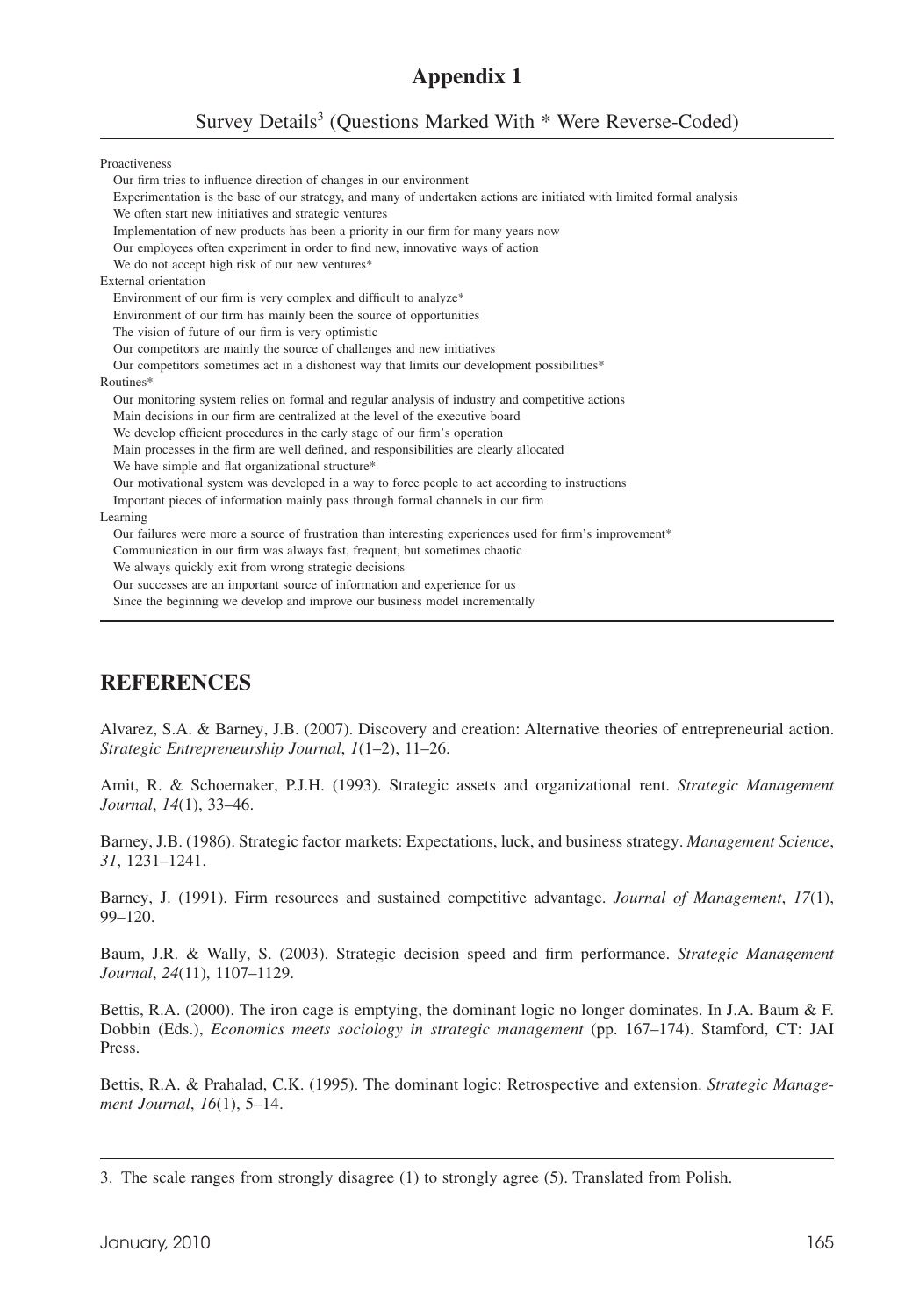## Appendix 1

Survey Details[3] (Questions Marked With * Were Reverse-Coded)

Proactiveness

- Our firm tries to influence direction of changes in our environment
- Experimentation is the base of our strategy, and many of undertaken actions are initiated with limited formal analysis
- We often start new initiatives and strategic ventures
- Implementation of new products has been a priority in our firm for many years now
- Our employees often experiment in order to find new, innovative ways of action
- We do not accept high risk of our new ventures*

External orientation

- Environment of our firm is very complex and difficult to analyze*
- Environment of our firm has mainly been the source of opportunities
- The vision of future of our firm is very optimistic
- Our competitors are mainly the source of challenges and new initiatives
- Our competitors sometimes act in a dishonest way that limits our development possibilities*

Routines*

- Our monitoring system relies on formal and regular analysis of industry and competitive actions
- Main decisions in our firm are centralized at the level of the executive board
- We develop efficient procedures in the early stage of our firm's operation
- Main processes in the firm are well defined, and responsibilities are clearly allocated
- We have simple and flat organizational structure*
- Our motivational system was developed in a way to force people to act according to instructions
- Important pieces of information mainly pass through formal channels in our firm

Learning

- Our failures were more a source of frustration than interesting experiences used for firm's improvement*
- Communication in our firm was always fast, frequent, but sometimes chaotic
- We always quickly exit from wrong strategic decisions
- Our successes are an important source of information and experience for us
- Since the beginning we develop and improve our business model incrementally

## REFERENCES

Alvarez, S.A. & Barney, J.B. (2007). Discovery and creation: Alternative theories of entrepreneurial action. *Strategic Entrepreneurship Journal*, *1*(1–2), 11–26.

Amit, R. & Schoemaker, P.J.H. (1993). Strategic assets and organizational rent. *Strategic Management Journal*, *14*(1), 33–46.

Barney, J.B. (1986). Strategic factor markets: Expectations, luck, and business strategy. *Management Science*, *31*, 1231–1241.

Barney, J. (1991). Firm resources and sustained competitive advantage. *Journal of Management*, *17*(1), 99–120.

Baum, J.R. & Wally, S. (2003). Strategic decision speed and firm performance. *Strategic Management Journal*, *24*(11), 1107–1129.

Bettis, R.A. (2000). The iron cage is emptying, the dominant logic no longer dominates. In J.A. Baum & F. Dobbin (Eds.), *Economics meets sociology in strategic management* (pp. 167–174). Stamford, CT: JAI Press.

Bettis, R.A. & Prahalad, C.K. (1995). The dominant logic: Retrospective and extension. *Strategic Management Journal*, *16*(1), 5–14.

3. The scale ranges from strongly disagree (1) to strongly agree (5). Translated from Polish.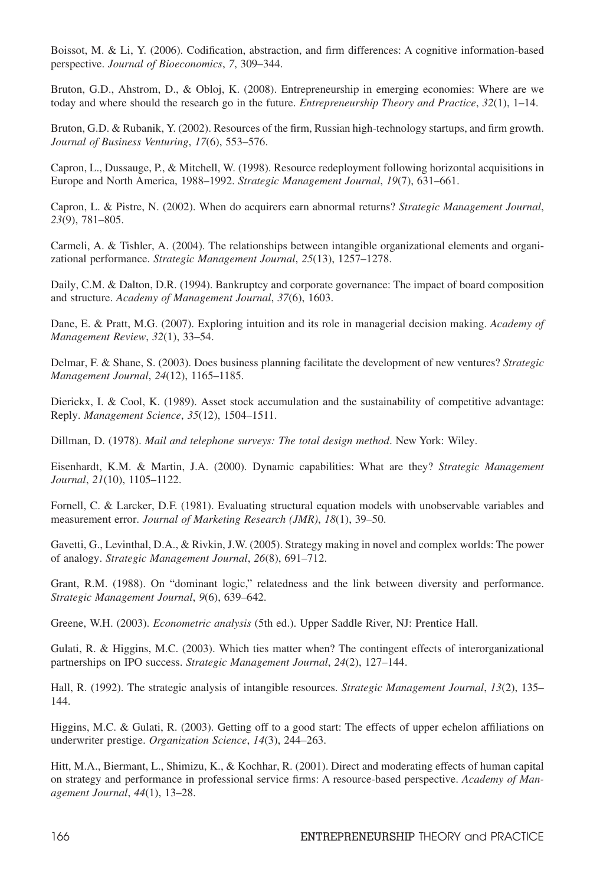Boissot, M. & Li, Y. (2006). Codification, abstraction, and firm differences: A cognitive information-based perspective. *Journal of Bioeconomics*, *7*, 309–344.

Bruton, G.D., Ahstrom, D., & Obloj, K. (2008). Entrepreneurship in emerging economies: Where are we today and where should the research go in the future. *Entrepreneurship Theory and Practice*, *32*(1), 1–14.

Bruton, G.D. & Rubanik, Y. (2002). Resources of the firm, Russian high-technology startups, and firm growth. *Journal of Business Venturing*, *17*(6), 553–576.

Capron, L., Dussauge, P., & Mitchell, W. (1998). Resource redeployment following horizontal acquisitions in Europe and North America, 1988–1992. *Strategic Management Journal*, *19*(7), 631–661.

Capron, L. & Pistre, N. (2002). When do acquirers earn abnormal returns? *Strategic Management Journal*, *23*(9), 781–805.

Carmeli, A. & Tishler, A. (2004). The relationships between intangible organizational elements and organizational performance. *Strategic Management Journal*, *25*(13), 1257–1278.

Daily, C.M. & Dalton, D.R. (1994). Bankruptcy and corporate governance: The impact of board composition and structure. *Academy of Management Journal*, *37*(6), 1603.

Dane, E. & Pratt, M.G. (2007). Exploring intuition and its role in managerial decision making. *Academy of Management Review*, *32*(1), 33–54.

Delmar, F. & Shane, S. (2003). Does business planning facilitate the development of new ventures? *Strategic Management Journal*, *24*(12), 1165–1185.

Dierickx, I. & Cool, K. (1989). Asset stock accumulation and the sustainability of competitive advantage: Reply. *Management Science*, *35*(12), 1504–1511.

Dillman, D. (1978). *Mail and telephone surveys: The total design method*. New York: Wiley.

Eisenhardt, K.M. & Martin, J.A. (2000). Dynamic capabilities: What are they? *Strategic Management Journal*, *21*(10), 1105–1122.

Fornell, C. & Larcker, D.F. (1981). Evaluating structural equation models with unobservable variables and measurement error. *Journal of Marketing Research (JMR)*, *18*(1), 39–50.

Gavetti, G., Levinthal, D.A., & Rivkin, J.W. (2005). Strategy making in novel and complex worlds: The power of analogy. *Strategic Management Journal*, *26*(8), 691–712.

Grant, R.M. (1988). On "dominant logic," relatedness and the link between diversity and performance. *Strategic Management Journal*, *9*(6), 639–642.

Greene, W.H. (2003). *Econometric analysis* (5th ed.). Upper Saddle River, NJ: Prentice Hall.

Gulati, R. & Higgins, M.C. (2003). Which ties matter when? The contingent effects of interorganizational partnerships on IPO success. *Strategic Management Journal*, *24*(2), 127–144.

Hall, R. (1992). The strategic analysis of intangible resources. *Strategic Management Journal*, *13*(2), 135–144.

Higgins, M.C. & Gulati, R. (2003). Getting off to a good start: The effects of upper echelon affiliations on underwriter prestige. *Organization Science*, *14*(3), 244–263.

Hitt, M.A., Biermant, L., Shimizu, K., & Kochhar, R. (2001). Direct and moderating effects of human capital on strategy and performance in professional service firms: A resource-based perspective. *Academy of Management Journal*, *44*(1), 13–28.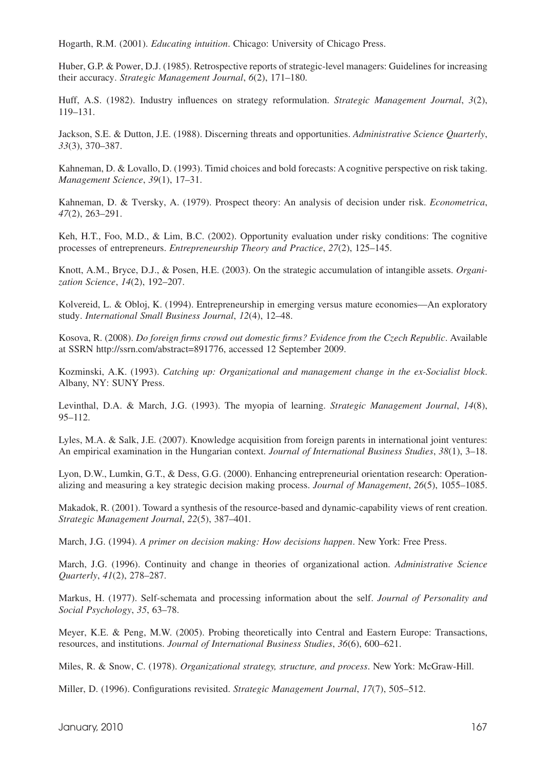Hogarth, R.M. (2001). *Educating intuition*. Chicago: University of Chicago Press.

Huber, G.P. & Power, D.J. (1985). Retrospective reports of strategic-level managers: Guidelines for increasing their accuracy. *Strategic Management Journal*, *6*(2), 171–180.

Huff, A.S. (1982). Industry influences on strategy reformulation. *Strategic Management Journal*, *3*(2), 119–131.

Jackson, S.E. & Dutton, J.E. (1988). Discerning threats and opportunities. *Administrative Science Quarterly*, *33*(3), 370–387.

Kahneman, D. & Lovallo, D. (1993). Timid choices and bold forecasts: A cognitive perspective on risk taking. *Management Science*, *39*(1), 17–31.

Kahneman, D. & Tversky, A. (1979). Prospect theory: An analysis of decision under risk. *Econometrica*, *47*(2), 263–291.

Keh, H.T., Foo, M.D., & Lim, B.C. (2002). Opportunity evaluation under risky conditions: The cognitive processes of entrepreneurs. *Entrepreneurship Theory and Practice*, *27*(2), 125–145.

Knott, A.M., Bryce, D.J., & Posen, H.E. (2003). On the strategic accumulation of intangible assets. *Organization Science*, *14*(2), 192–207.

Kolvereid, L. & Obloj, K. (1994). Entrepreneurship in emerging versus mature economies—An exploratory study. *International Small Business Journal*, *12*(4), 12–48.

Kosova, R. (2008). *Do foreign firms crowd out domestic firms? Evidence from the Czech Republic*. Available at SSRN http://ssrn.com/abstract=891776, accessed 12 September 2009.

Kozminski, A.K. (1993). *Catching up: Organizational and management change in the ex-Socialist block*. Albany, NY: SUNY Press.

Levinthal, D.A. & March, J.G. (1993). The myopia of learning. *Strategic Management Journal*, *14*(8), 95–112.

Lyles, M.A. & Salk, J.E. (2007). Knowledge acquisition from foreign parents in international joint ventures: An empirical examination in the Hungarian context. *Journal of International Business Studies*, *38*(1), 3–18.

Lyon, D.W., Lumkin, G.T., & Dess, G.G. (2000). Enhancing entrepreneurial orientation research: Operationalizing and measuring a key strategic decision making process. *Journal of Management*, *26*(5), 1055–1085.

Makadok, R. (2001). Toward a synthesis of the resource-based and dynamic-capability views of rent creation. *Strategic Management Journal*, *22*(5), 387–401.

March, J.G. (1994). *A primer on decision making: How decisions happen*. New York: Free Press.

March, J.G. (1996). Continuity and change in theories of organizational action. *Administrative Science Quarterly*, *41*(2), 278–287.

Markus, H. (1977). Self-schemata and processing information about the self. *Journal of Personality and Social Psychology*, *35*, 63–78.

Meyer, K.E. & Peng, M.W. (2005). Probing theoretically into Central and Eastern Europe: Transactions, resources, and institutions. *Journal of International Business Studies*, *36*(6), 600–621.

Miles, R. & Snow, C. (1978). *Organizational strategy, structure, and process*. New York: McGraw-Hill.

Miller, D. (1996). Configurations revisited. *Strategic Management Journal*, *17*(7), 505–512.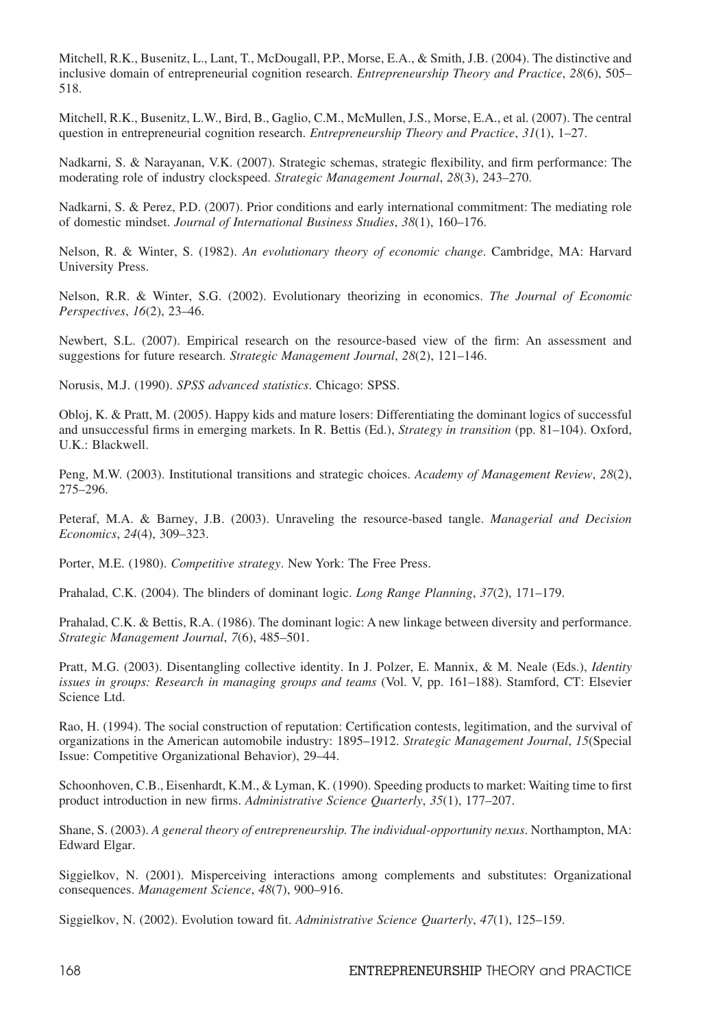Mitchell, R.K., Busenitz, L., Lant, T., McDougall, P.P., Morse, E.A., & Smith, J.B. (2004). The distinctive and inclusive domain of entrepreneurial cognition research. *Entrepreneurship Theory and Practice*, *28*(6), 505–518.

Mitchell, R.K., Busenitz, L.W., Bird, B., Gaglio, C.M., McMullen, J.S., Morse, E.A., et al. (2007). The central question in entrepreneurial cognition research. *Entrepreneurship Theory and Practice*, *31*(1), 1–27.

Nadkarni, S. & Narayanan, V.K. (2007). Strategic schemas, strategic flexibility, and firm performance: The moderating role of industry clockspeed. *Strategic Management Journal*, *28*(3), 243–270.

Nadkarni, S. & Perez, P.D. (2007). Prior conditions and early international commitment: The mediating role of domestic mindset. *Journal of International Business Studies*, *38*(1), 160–176.

Nelson, R. & Winter, S. (1982). *An evolutionary theory of economic change*. Cambridge, MA: Harvard University Press.

Nelson, R.R. & Winter, S.G. (2002). Evolutionary theorizing in economics. *The Journal of Economic Perspectives*, *16*(2), 23–46.

Newbert, S.L. (2007). Empirical research on the resource-based view of the firm: An assessment and suggestions for future research. *Strategic Management Journal*, *28*(2), 121–146.

Norusis, M.J. (1990). *SPSS advanced statistics*. Chicago: SPSS.

Obloj, K. & Pratt, M. (2005). Happy kids and mature losers: Differentiating the dominant logics of successful and unsuccessful firms in emerging markets. In R. Bettis (Ed.), *Strategy in transition* (pp. 81–104). Oxford, U.K.: Blackwell.

Peng, M.W. (2003). Institutional transitions and strategic choices. *Academy of Management Review*, *28*(2), 275–296.

Peteraf, M.A. & Barney, J.B. (2003). Unraveling the resource-based tangle. *Managerial and Decision Economics*, *24*(4), 309–323.

Porter, M.E. (1980). *Competitive strategy*. New York: The Free Press.

Prahalad, C.K. (2004). The blinders of dominant logic. *Long Range Planning*, *37*(2), 171–179.

Prahalad, C.K. & Bettis, R.A. (1986). The dominant logic: A new linkage between diversity and performance. *Strategic Management Journal*, *7*(6), 485–501.

Pratt, M.G. (2003). Disentangling collective identity. In J. Polzer, E. Mannix, & M. Neale (Eds.), *Identity issues in groups: Research in managing groups and teams* (Vol. V, pp. 161–188). Stamford, CT: Elsevier Science Ltd.

Rao, H. (1994). The social construction of reputation: Certification contests, legitimation, and the survival of organizations in the American automobile industry: 1895–1912. *Strategic Management Journal*, *15*(Special Issue: Competitive Organizational Behavior), 29–44.

Schoonhoven, C.B., Eisenhardt, K.M., & Lyman, K. (1990). Speeding products to market: Waiting time to first product introduction in new firms. *Administrative Science Quarterly*, *35*(1), 177–207.

Shane, S. (2003). *A general theory of entrepreneurship. The individual-opportunity nexus*. Northampton, MA: Edward Elgar.

Siggielkov, N. (2001). Misperceiving interactions among complements and substitutes: Organizational consequences. *Management Science*, *48*(7), 900–916.

Siggielkov, N. (2002). Evolution toward fit. *Administrative Science Quarterly*, *47*(1), 125–159.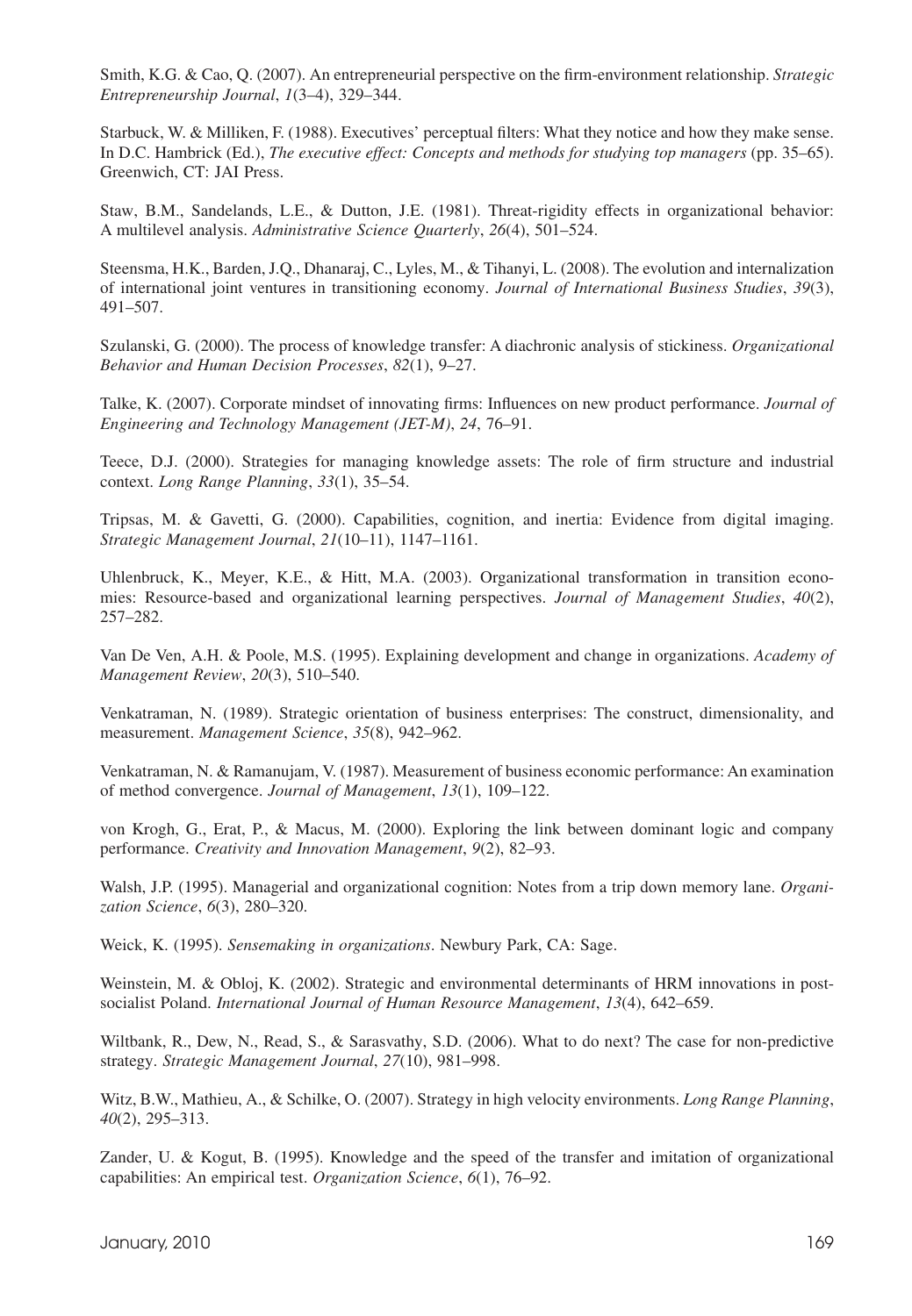Smith, K.G. & Cao, Q. (2007). An entrepreneurial perspective on the firm-environment relationship. *Strategic Entrepreneurship Journal*, *1*(3–4), 329–344.

Starbuck, W. & Milliken, F. (1988). Executives' perceptual filters: What they notice and how they make sense. In D.C. Hambrick (Ed.), *The executive effect: Concepts and methods for studying top managers* (pp. 35–65). Greenwich, CT: JAI Press.

Staw, B.M., Sandelands, L.E., & Dutton, J.E. (1981). Threat-rigidity effects in organizational behavior: A multilevel analysis. *Administrative Science Quarterly*, *26*(4), 501–524.

Steensma, H.K., Barden, J.Q., Dhanaraj, C., Lyles, M., & Tihanyi, L. (2008). The evolution and internalization of international joint ventures in transitioning economy. *Journal of International Business Studies*, *39*(3), 491–507.

Szulanski, G. (2000). The process of knowledge transfer: A diachronic analysis of stickiness. *Organizational Behavior and Human Decision Processes*, *82*(1), 9–27.

Talke, K. (2007). Corporate mindset of innovating firms: Influences on new product performance. *Journal of Engineering and Technology Management (JET-M)*, *24*, 76–91.

Teece, D.J. (2000). Strategies for managing knowledge assets: The role of firm structure and industrial context. *Long Range Planning*, *33*(1), 35–54.

Tripsas, M. & Gavetti, G. (2000). Capabilities, cognition, and inertia: Evidence from digital imaging. *Strategic Management Journal*, *21*(10–11), 1147–1161.

Uhlenbruck, K., Meyer, K.E., & Hitt, M.A. (2003). Organizational transformation in transition economies: Resource-based and organizational learning perspectives. *Journal of Management Studies*, *40*(2), 257–282.

Van De Ven, A.H. & Poole, M.S. (1995). Explaining development and change in organizations. *Academy of Management Review*, *20*(3), 510–540.

Venkatraman, N. (1989). Strategic orientation of business enterprises: The construct, dimensionality, and measurement. *Management Science*, *35*(8), 942–962.

Venkatraman, N. & Ramanujam, V. (1987). Measurement of business economic performance: An examination of method convergence. *Journal of Management*, *13*(1), 109–122.

von Krogh, G., Erat, P., & Macus, M. (2000). Exploring the link between dominant logic and company performance. *Creativity and Innovation Management*, *9*(2), 82–93.

Walsh, J.P. (1995). Managerial and organizational cognition: Notes from a trip down memory lane. *Organization Science*, *6*(3), 280–320.

Weick, K. (1995). *Sensemaking in organizations*. Newbury Park, CA: Sage.

Weinstein, M. & Obloj, K. (2002). Strategic and environmental determinants of HRM innovations in post-socialist Poland. *International Journal of Human Resource Management*, *13*(4), 642–659.

Wiltbank, R., Dew, N., Read, S., & Sarasvathy, S.D. (2006). What to do next? The case for non-predictive strategy. *Strategic Management Journal*, *27*(10), 981–998.

Witz, B.W., Mathieu, A., & Schilke, O. (2007). Strategy in high velocity environments. *Long Range Planning*, *40*(2), 295–313.

Zander, U. & Kogut, B. (1995). Knowledge and the speed of the transfer and imitation of organizational capabilities: An empirical test. *Organization Science*, *6*(1), 76–92.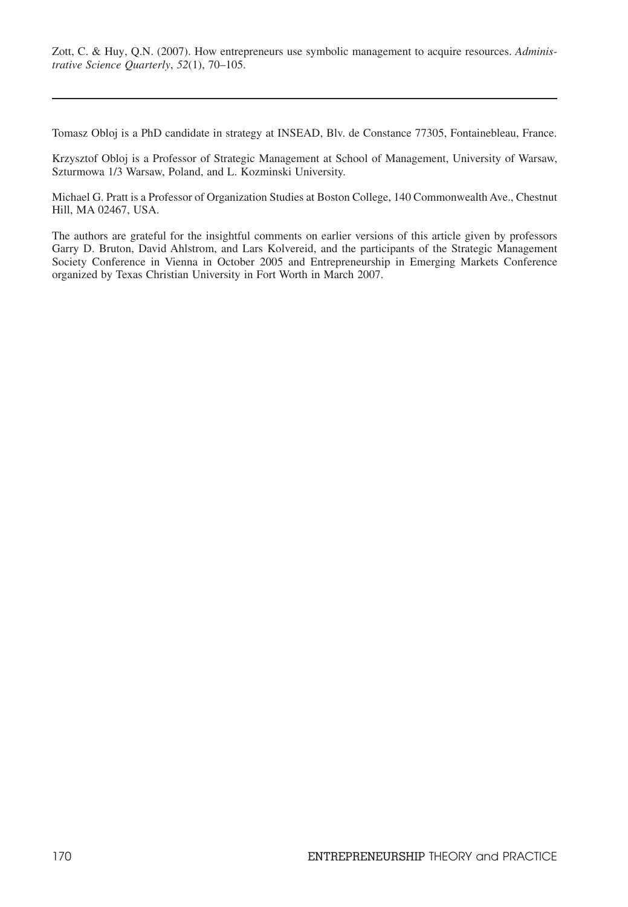Zott, C. & Huy, Q.N. (2007). How entrepreneurs use symbolic management to acquire resources. *Administrative Science Quarterly*, *52*(1), 70–105.

---

Tomasz Obloj is a PhD candidate in strategy at INSEAD, Blv. de Constance 77305, Fontainebleau, France.

Krzysztof Obloj is a Professor of Strategic Management at School of Management, University of Warsaw, Szturmowa 1/3 Warsaw, Poland, and L. Kozminski University.

Michael G. Pratt is a Professor of Organization Studies at Boston College, 140 Commonwealth Ave., Chestnut Hill, MA 02467, USA.

The authors are grateful for the insightful comments on earlier versions of this article given by professors Garry D. Bruton, David Ahlstrom, and Lars Kolvereid, and the participants of the Strategic Management Society Conference in Vienna in October 2005 and Entrepreneurship in Emerging Markets Conference organized by Texas Christian University in Fort Worth in March 2007.